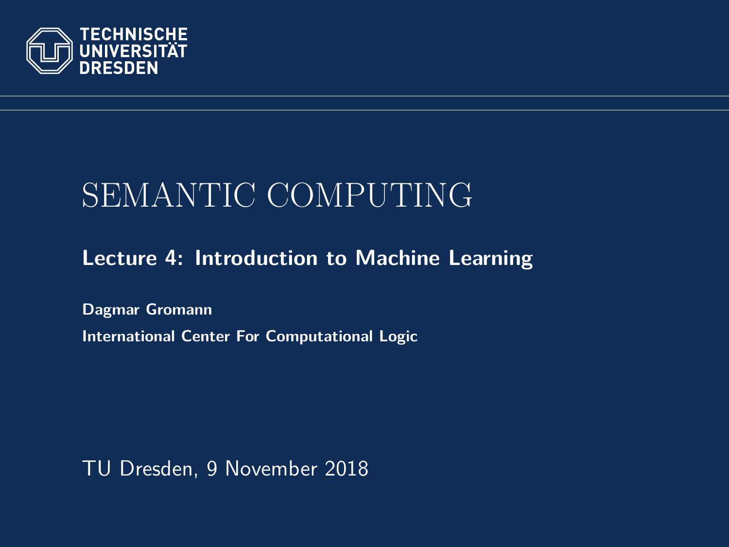TECHNISCHE UNIVERSITÄT DRESDEN

# SEMANTIC COMPUTING

## Lecture 4: Introduction to Machine Learning

**Dagmar Gromann**

**International Center For Computational Logic**

TU Dresden, 9 November 2018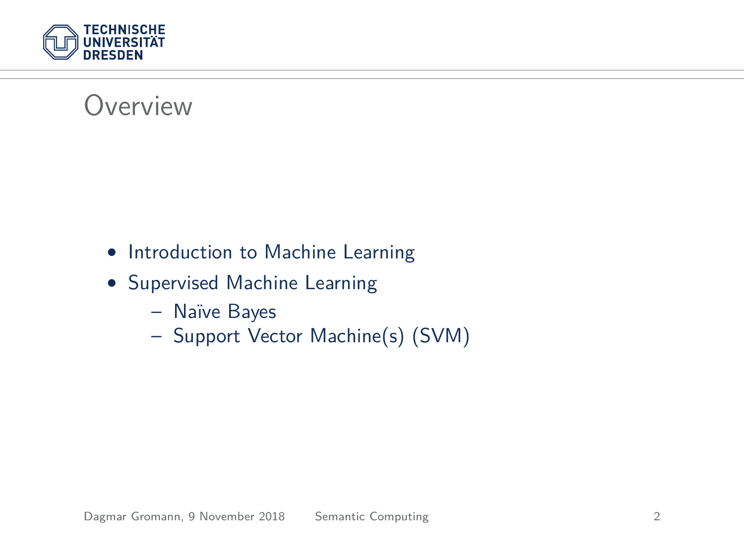# Overview

- Introduction to Machine Learning
- Supervised Machine Learning
  - Naïve Bayes
  - Support Vector Machine(s) (SVM)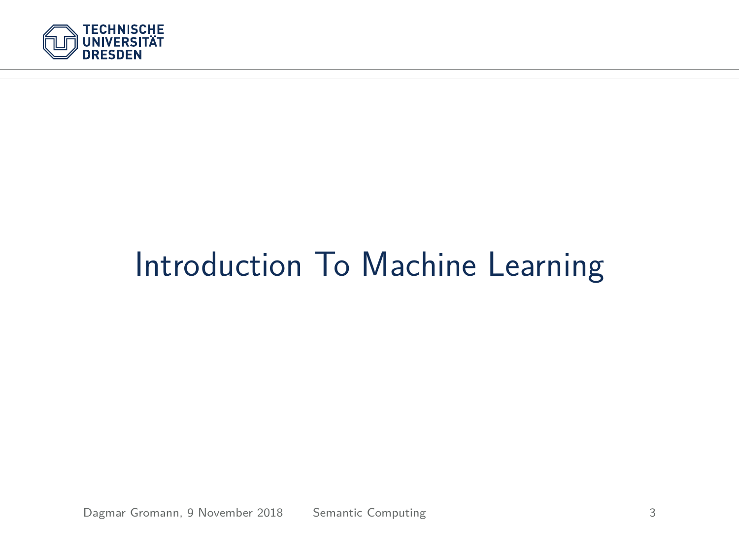# Introduction To Machine Learning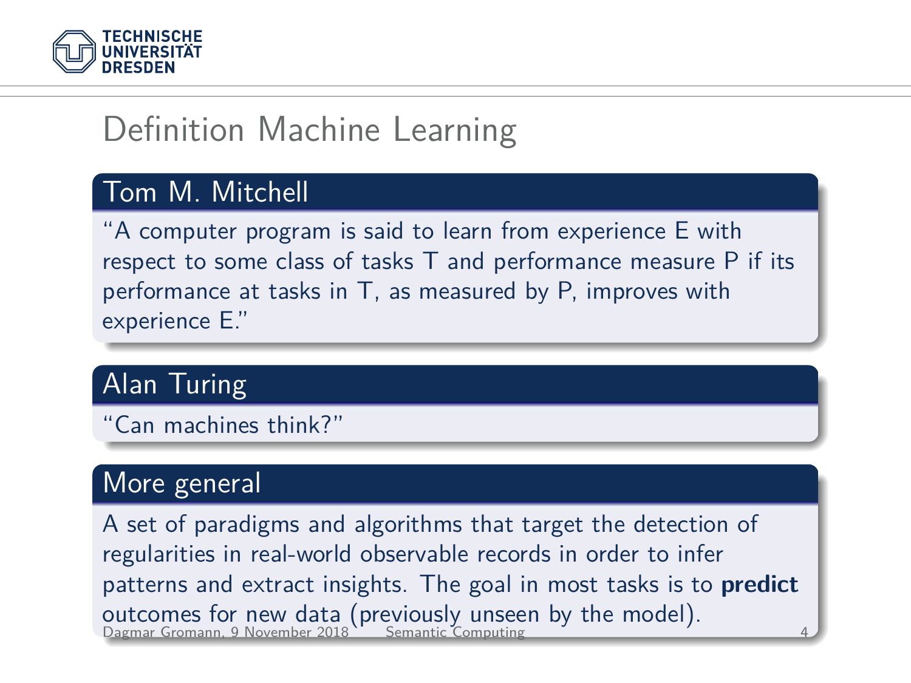# Definition Machine Learning

## Tom M. Mitchell

"A computer program is said to learn from experience E with respect to some class of tasks T and performance measure P if its performance at tasks in T, as measured by P, improves with experience E."

## Alan Turing

"Can machines think?"

## More general

A set of paradigms and algorithms that target the detection of regularities in real-world observable records in order to infer patterns and extract insights. The goal in most tasks is to **predict** outcomes for new data (previously unseen by the model).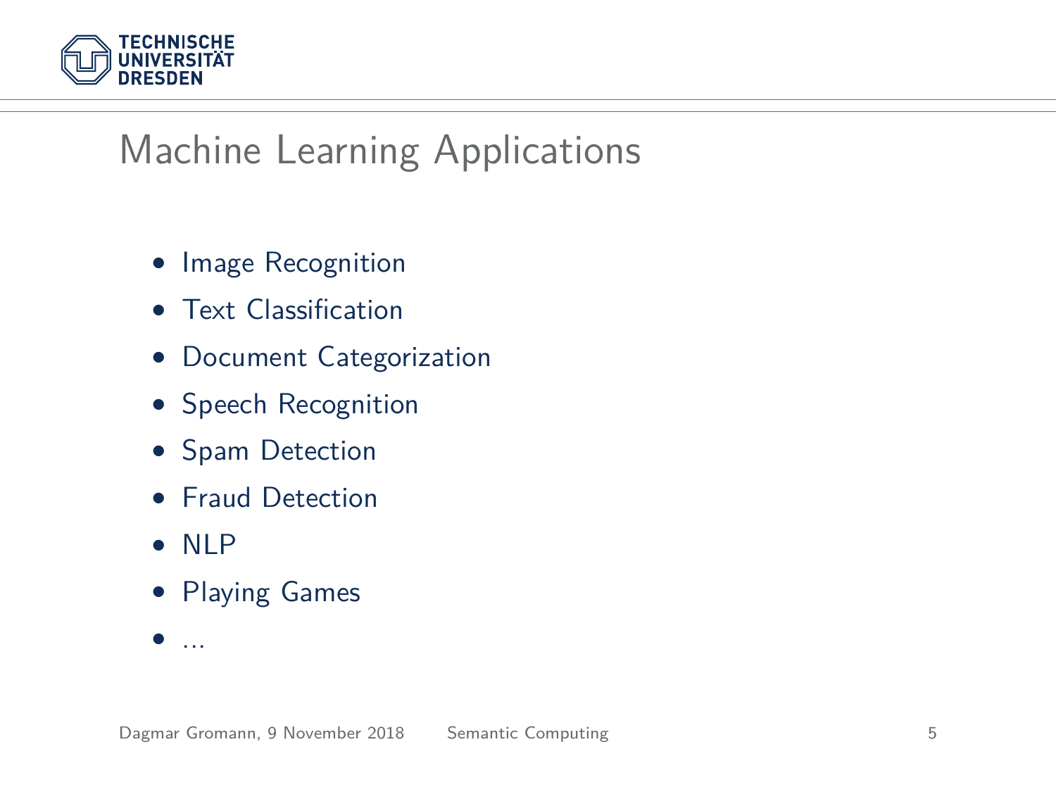# Machine Learning Applications

- Image Recognition
- Text Classification
- Document Categorization
- Speech Recognition
- Spam Detection
- Fraud Detection
- NLP
- Playing Games
- ...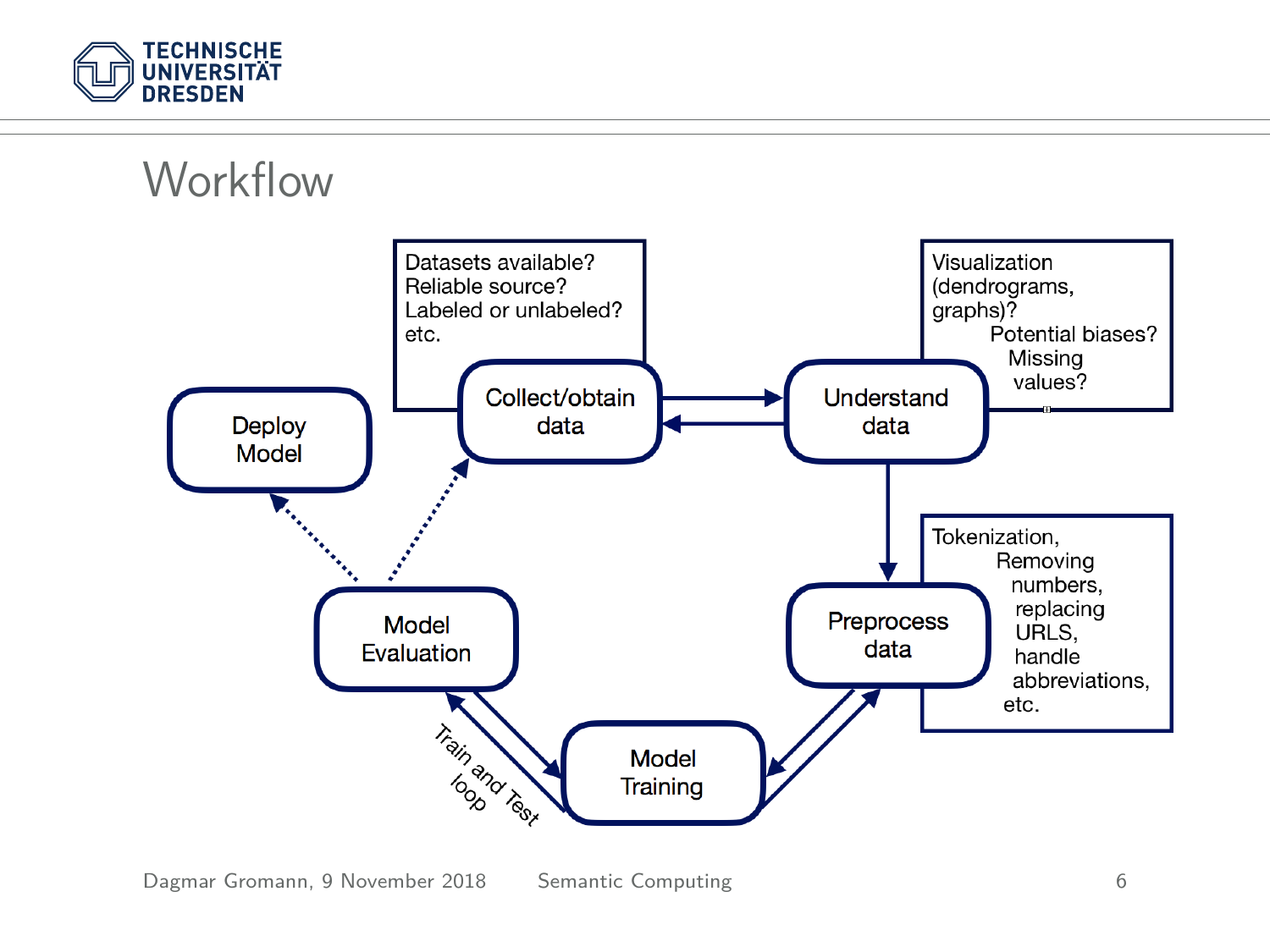# Workflow

Datasets available?
Reliable source?
Labeled or unlabeled?
etc.

Collect/obtain data

Understand data

Visualization (dendrograms, graphs)?
Potential biases?
Missing values?

Deploy Model

Preprocess data

Tokenization, Removing numbers, replacing URLS, handle abbreviations, etc.

Model Evaluation

Model Training

Train and Test loop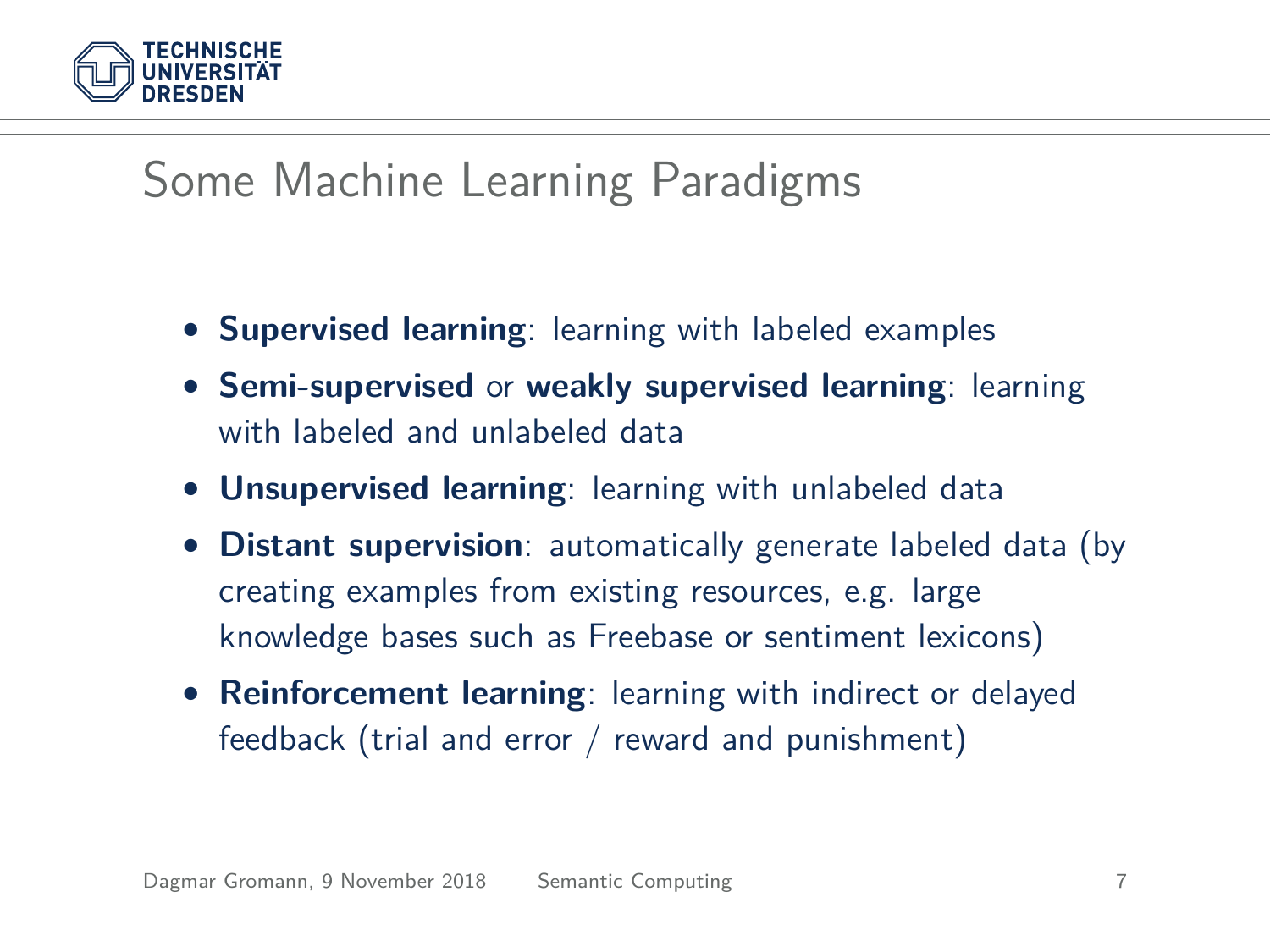# Some Machine Learning Paradigms

- **Supervised learning**: learning with labeled examples
- **Semi-supervised** or **weakly supervised learning**: learning with labeled and unlabeled data
- **Unsupervised learning**: learning with unlabeled data
- **Distant supervision**: automatically generate labeled data (by creating examples from existing resources, e.g. large knowledge bases such as Freebase or sentiment lexicons)
- **Reinforcement learning**: learning with indirect or delayed feedback (trial and error / reward and punishment)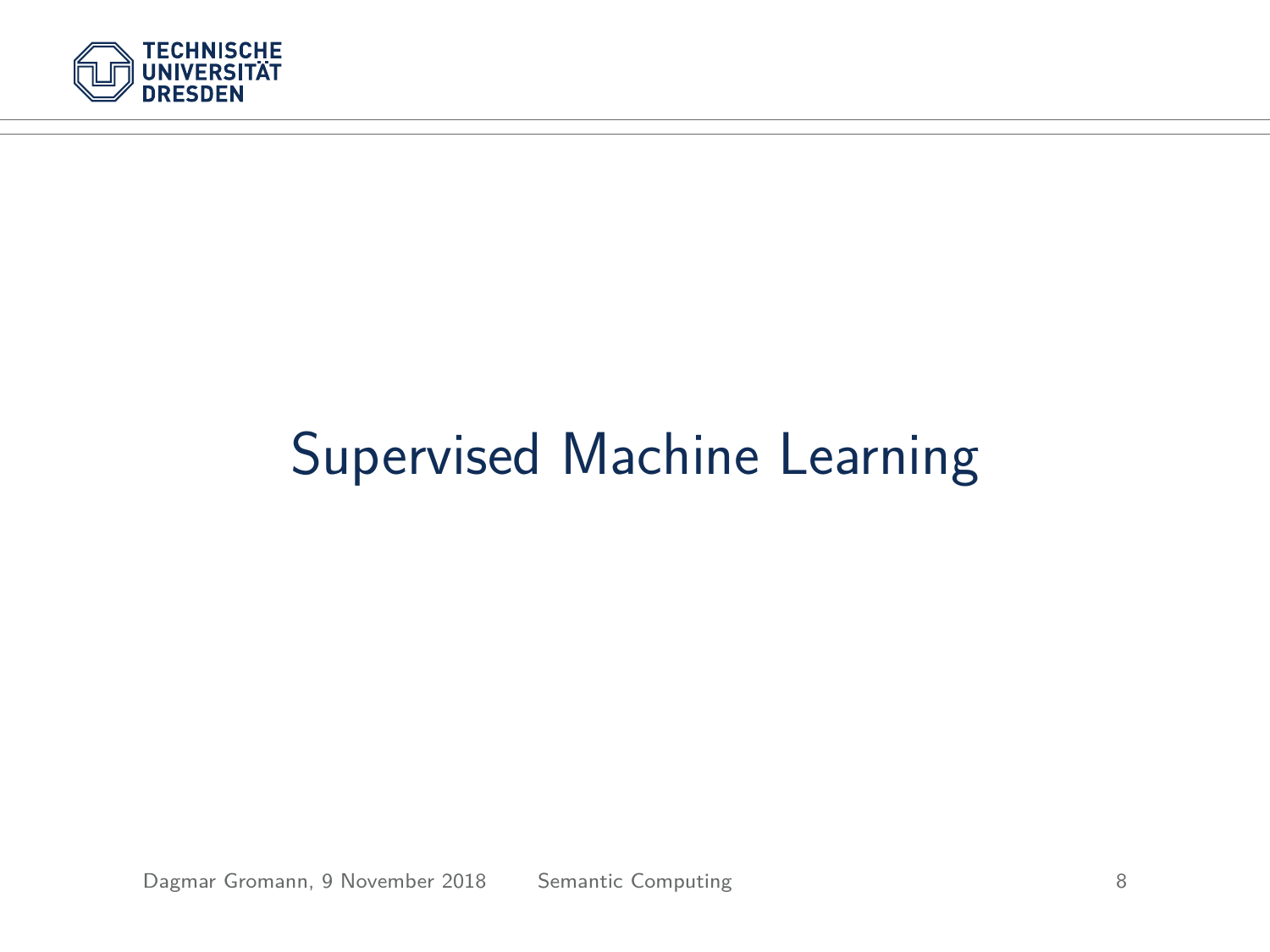# Supervised Machine Learning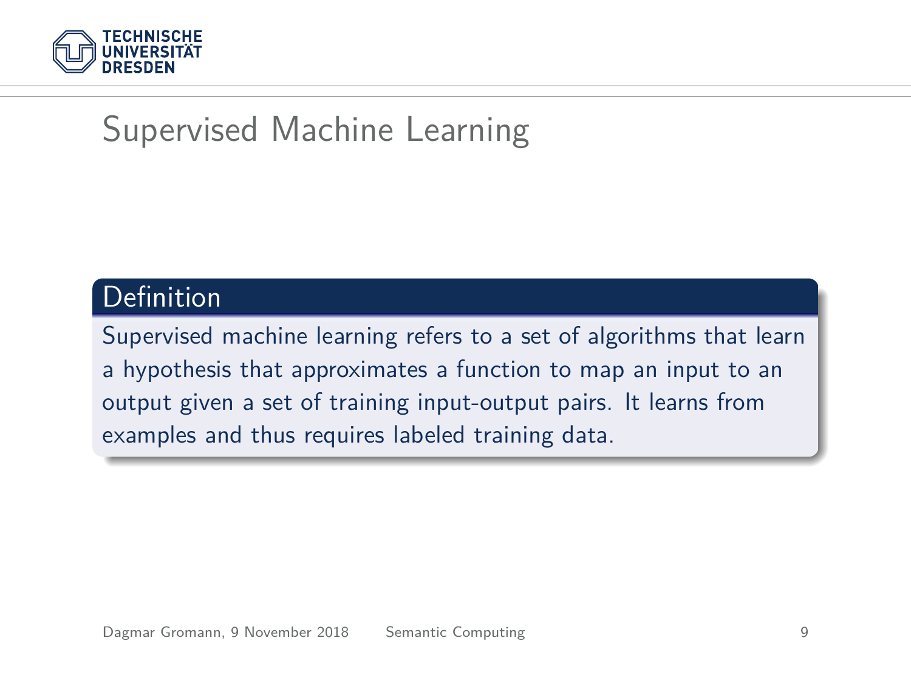# Supervised Machine Learning

**Definition**

Supervised machine learning refers to a set of algorithms that learn a hypothesis that approximates a function to map an input to an output given a set of training input-output pairs. It learns from examples and thus requires labeled training data.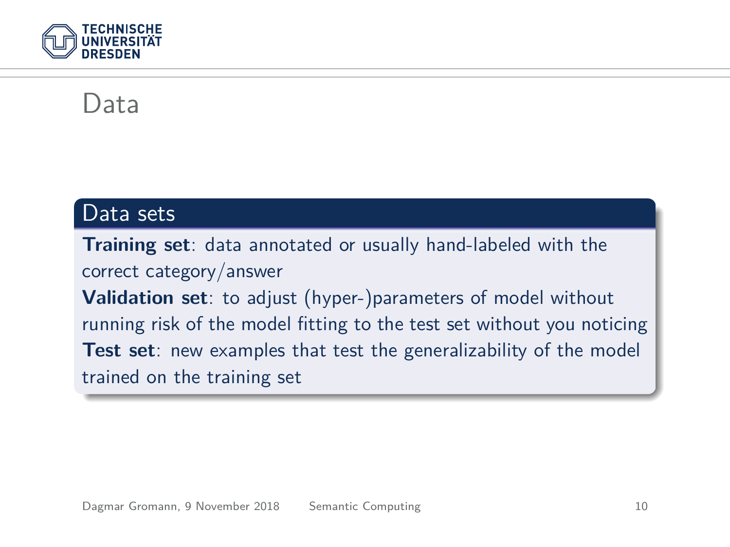# Data

## Data sets

**Training set**: data annotated or usually hand-labeled with the correct category/answer
**Validation set**: to adjust (hyper-)parameters of model without running risk of the model fitting to the test set without you noticing
**Test set**: new examples that test the generalizability of the model trained on the training set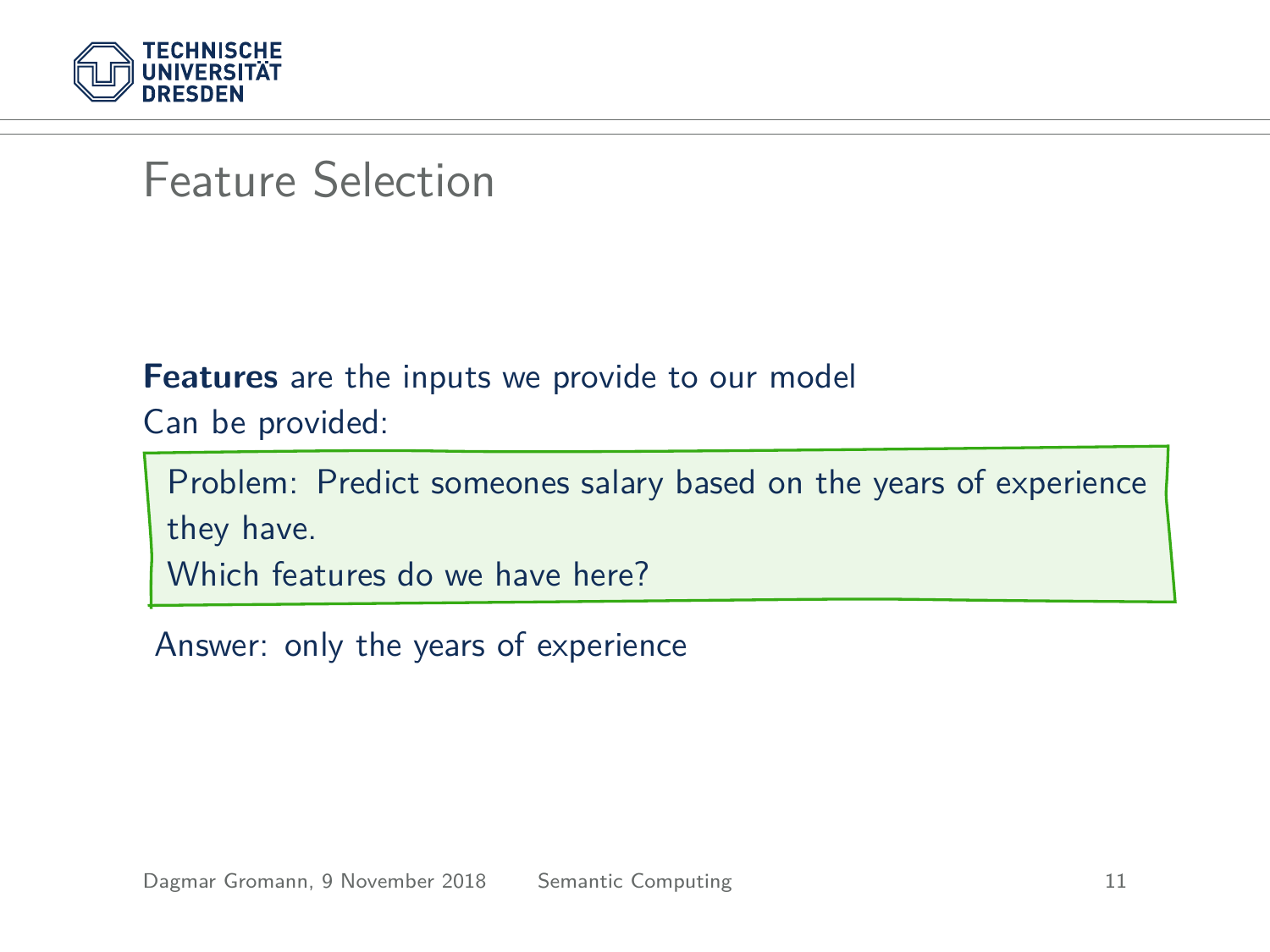# Feature Selection

**Features** are the inputs we provide to our model

Can be provided:

> Problem: Predict someones salary based on the years of experience they have.
> Which features do we have here?

Answer: only the years of experience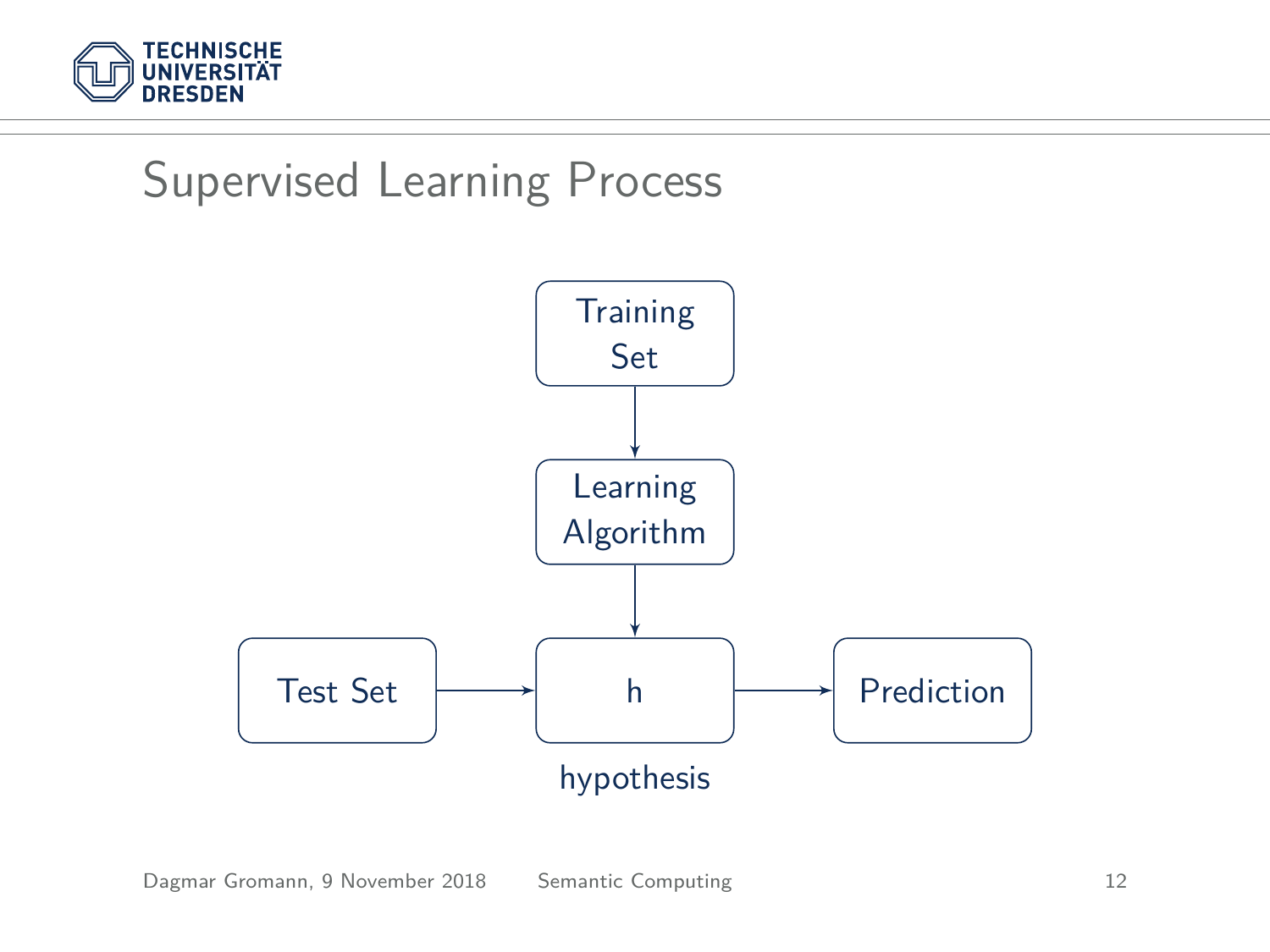# Supervised Learning Process

Training Set

Learning Algorithm

Test Set

h

hypothesis

Prediction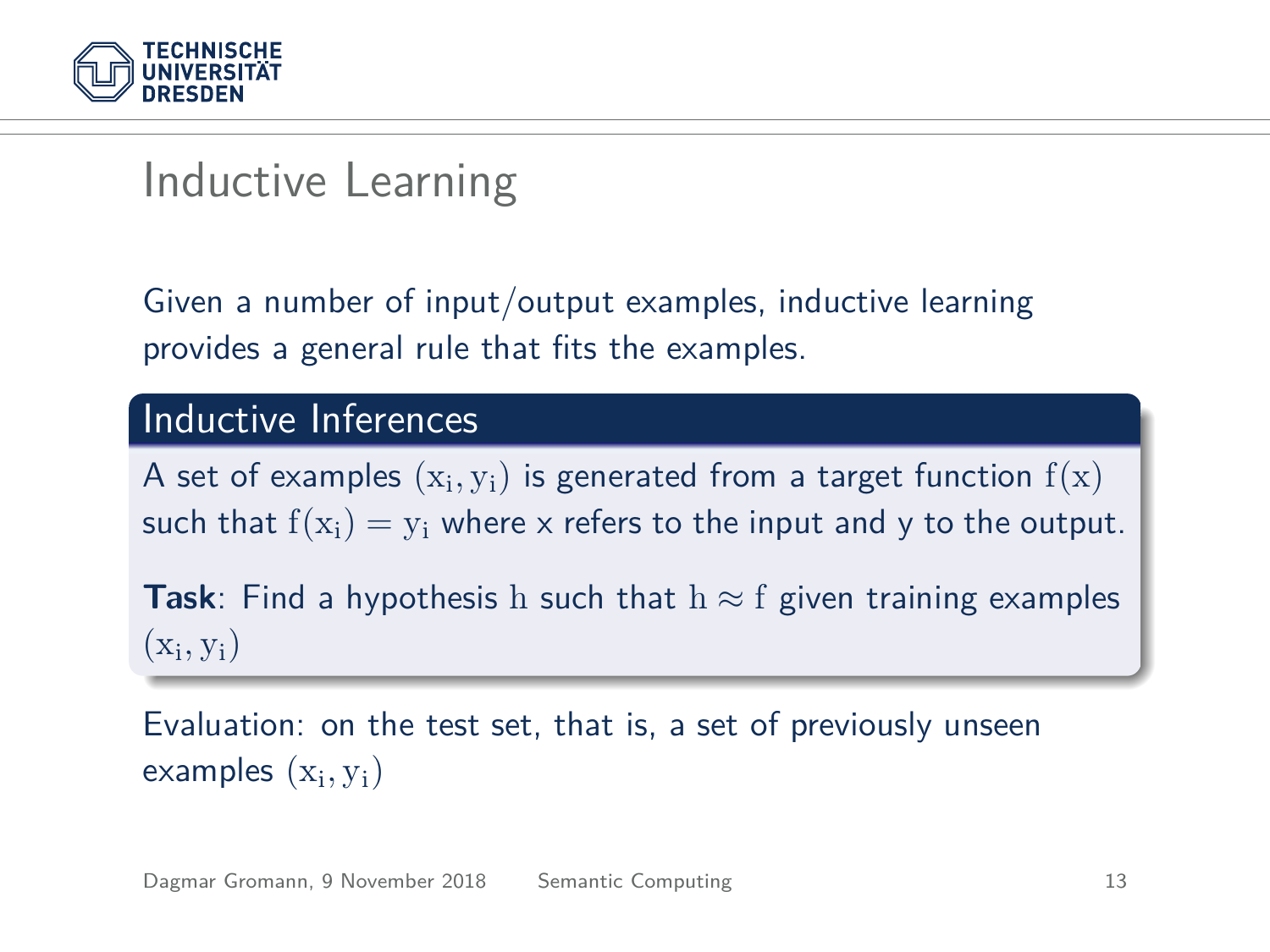# Inductive Learning

Given a number of input/output examples, inductive learning provides a general rule that fits the examples.

## Inductive Inferences

A set of examples $(x_i, y_i)$ is generated from a target function $f(x)$ such that $f(x_i) = y_i$ where x refers to the input and y to the output.

**Task**: Find a hypothesis $h$ such that $h \approx f$ given training examples $(x_i, y_i)$

Evaluation: on the test set, that is, a set of previously unseen examples $(x_i, y_i)$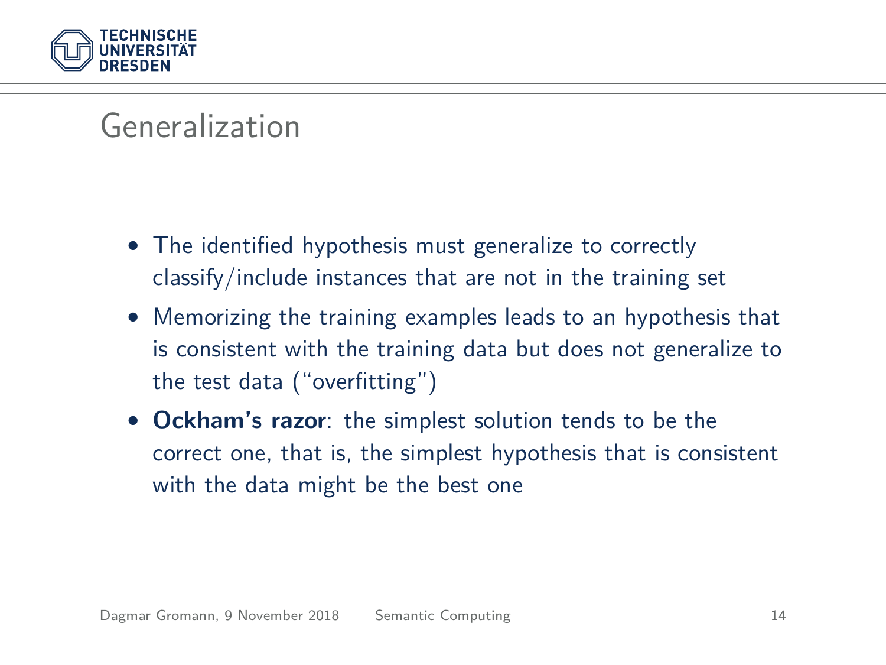# Generalization

- The identified hypothesis must generalize to correctly classify/include instances that are not in the training set
- Memorizing the training examples leads to an hypothesis that is consistent with the training data but does not generalize to the test data (“overfitting”)
- **Ockham's razor**: the simplest solution tends to be the correct one, that is, the simplest hypothesis that is consistent with the data might be the best one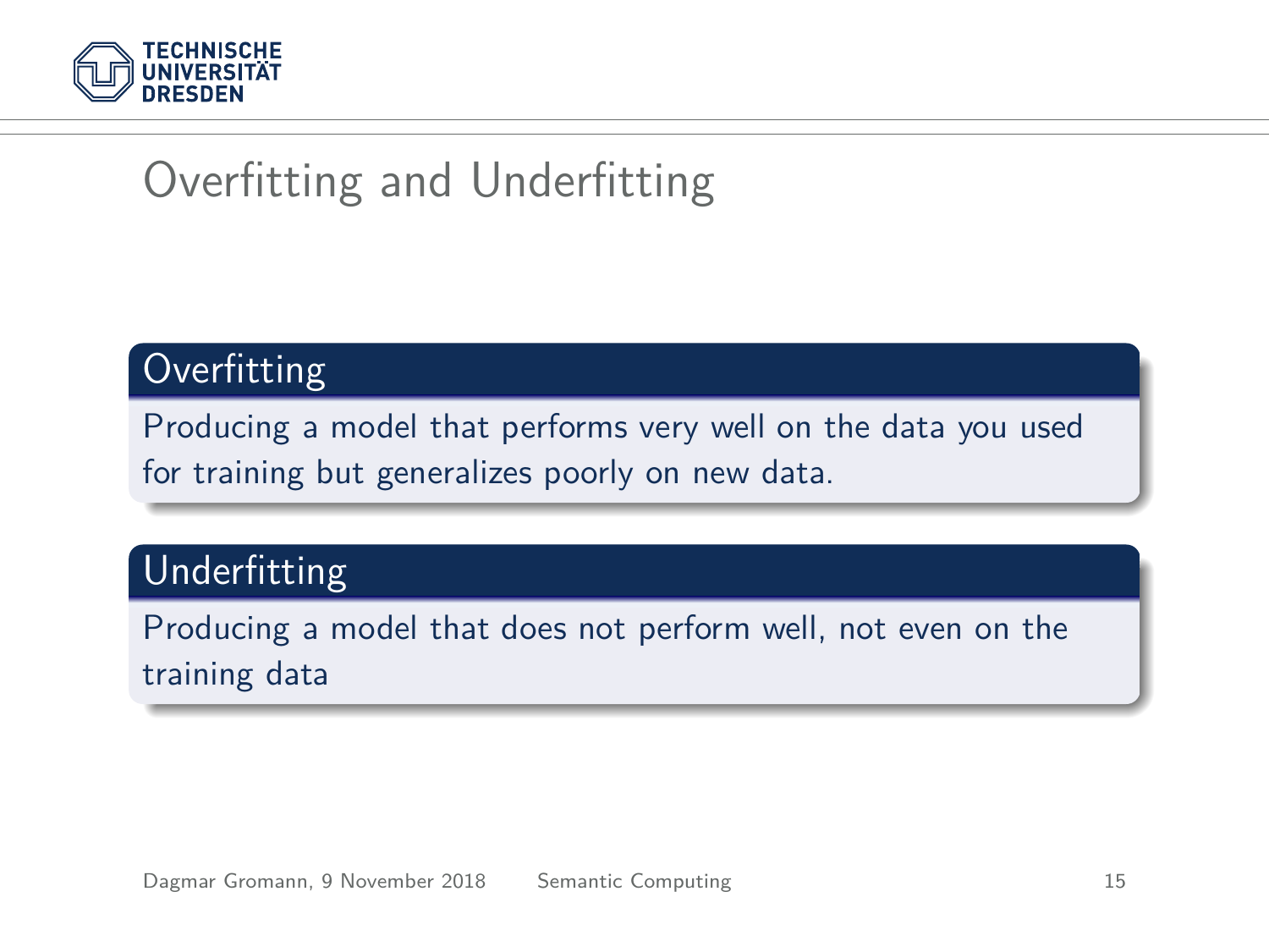# Overfitting and Underfitting

## Overfitting

Producing a model that performs very well on the data you used for training but generalizes poorly on new data.

## Underfitting

Producing a model that does not perform well, not even on the training data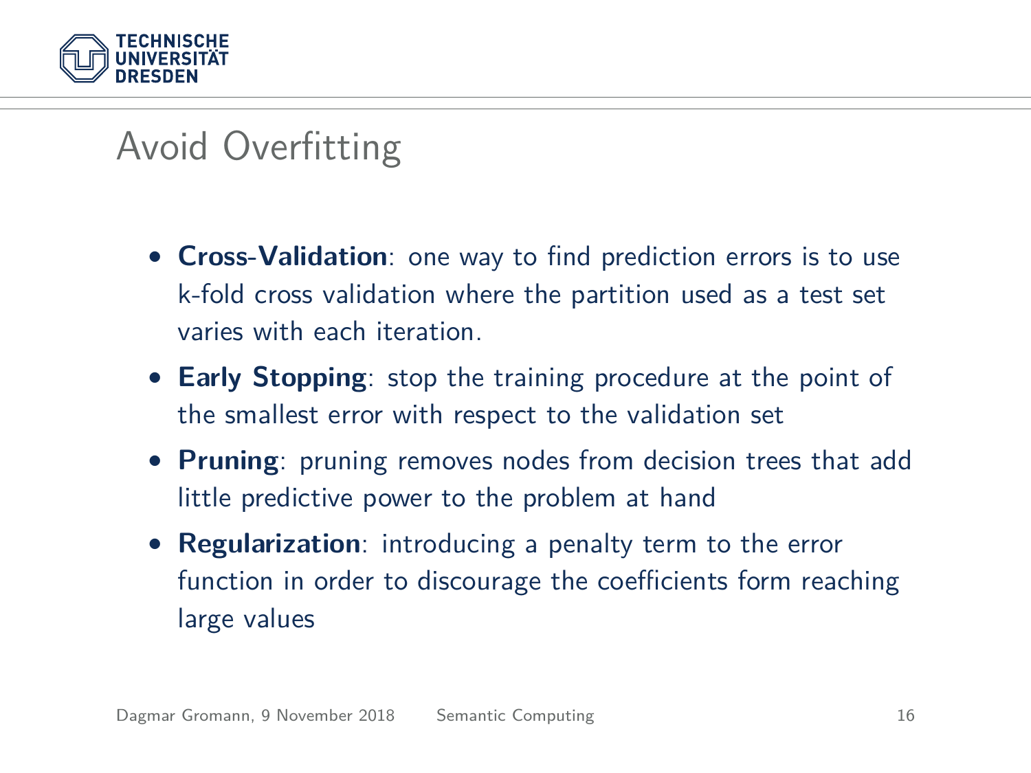# Avoid Overfitting

- **Cross-Validation**: one way to find prediction errors is to use k-fold cross validation where the partition used as a test set varies with each iteration.
- **Early Stopping**: stop the training procedure at the point of the smallest error with respect to the validation set
- **Pruning**: pruning removes nodes from decision trees that add little predictive power to the problem at hand
- **Regularization**: introducing a penalty term to the error function in order to discourage the coefficients form reaching large values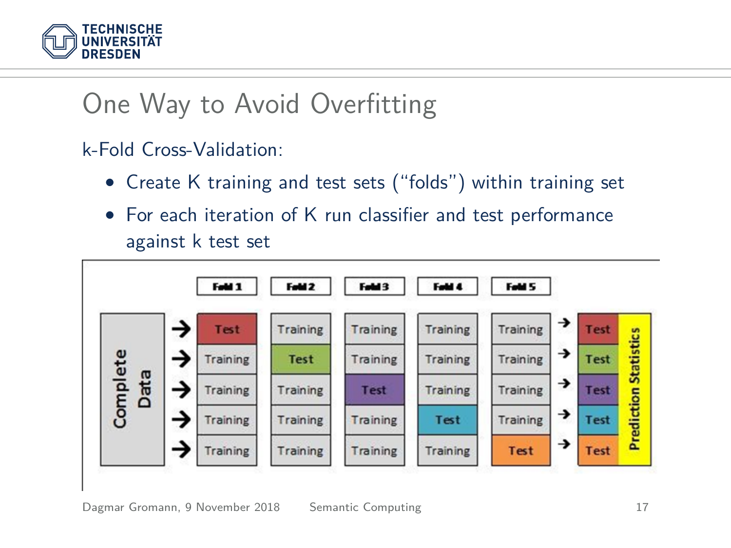# One Way to Avoid Overfitting

k-Fold Cross-Validation:

- Create K training and test sets ("folds") within training set
- For each iteration of K run classifier and test performance against k test set

| Complete Data | | Fold 1 | Fold 2 | Fold 3 | Fold 4 | Fold 5 | | | |
|---|---|---|---|---|---|---|---|---|---|
| | → | Test | Training | Training | Training | Training | → | Test | Prediction Statistics |
| | → | Training | Test | Training | Training | Training | → | Test | |
| | → | Training | Training | Test | Training | Training | → | Test | |
| | → | Training | Training | Training | Test | Training | → | Test | |
| | → | Training | Training | Training | Training | Test | → | Test | |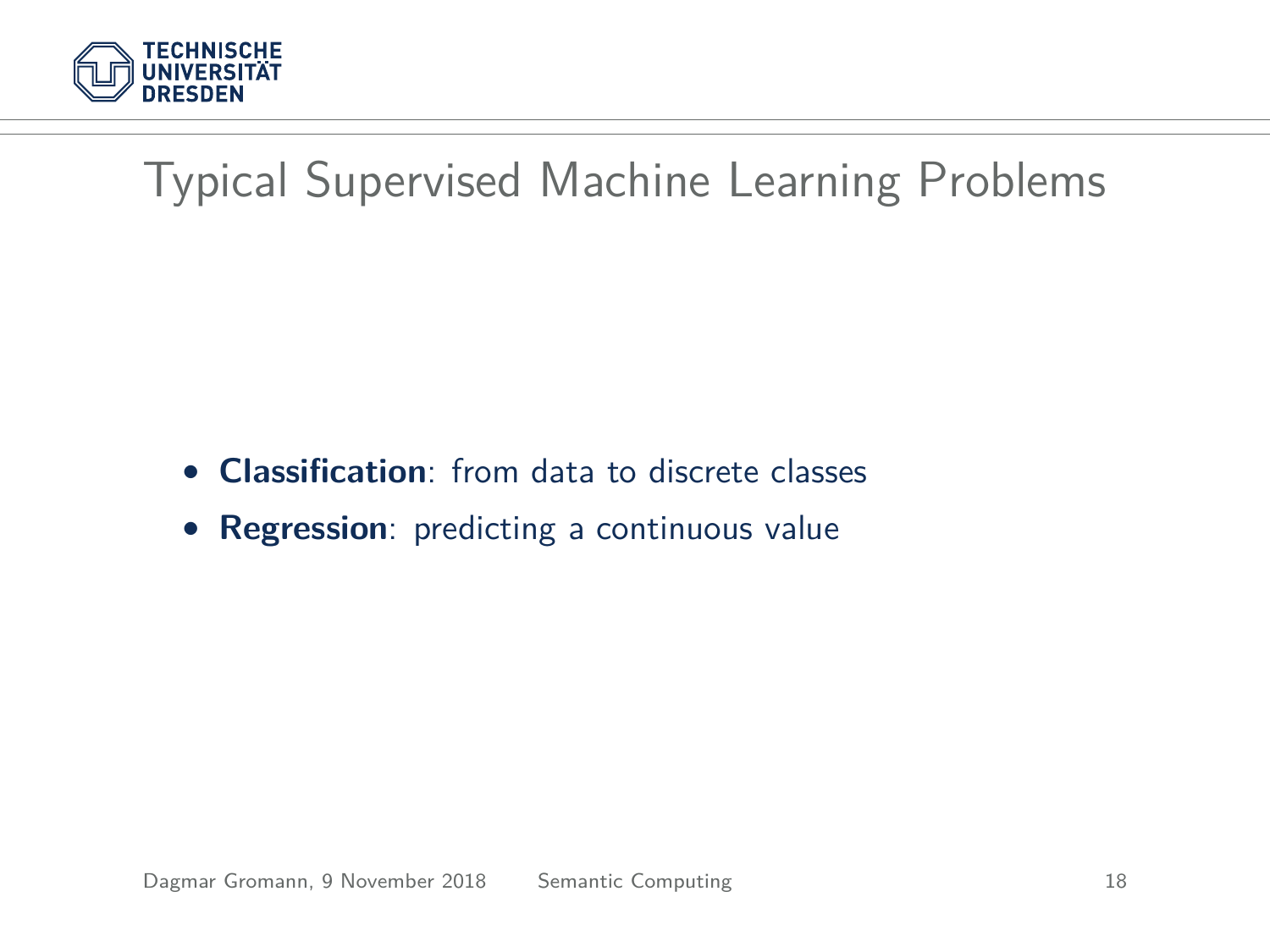# Typical Supervised Machine Learning Problems

- **Classification**: from data to discrete classes
- **Regression**: predicting a continuous value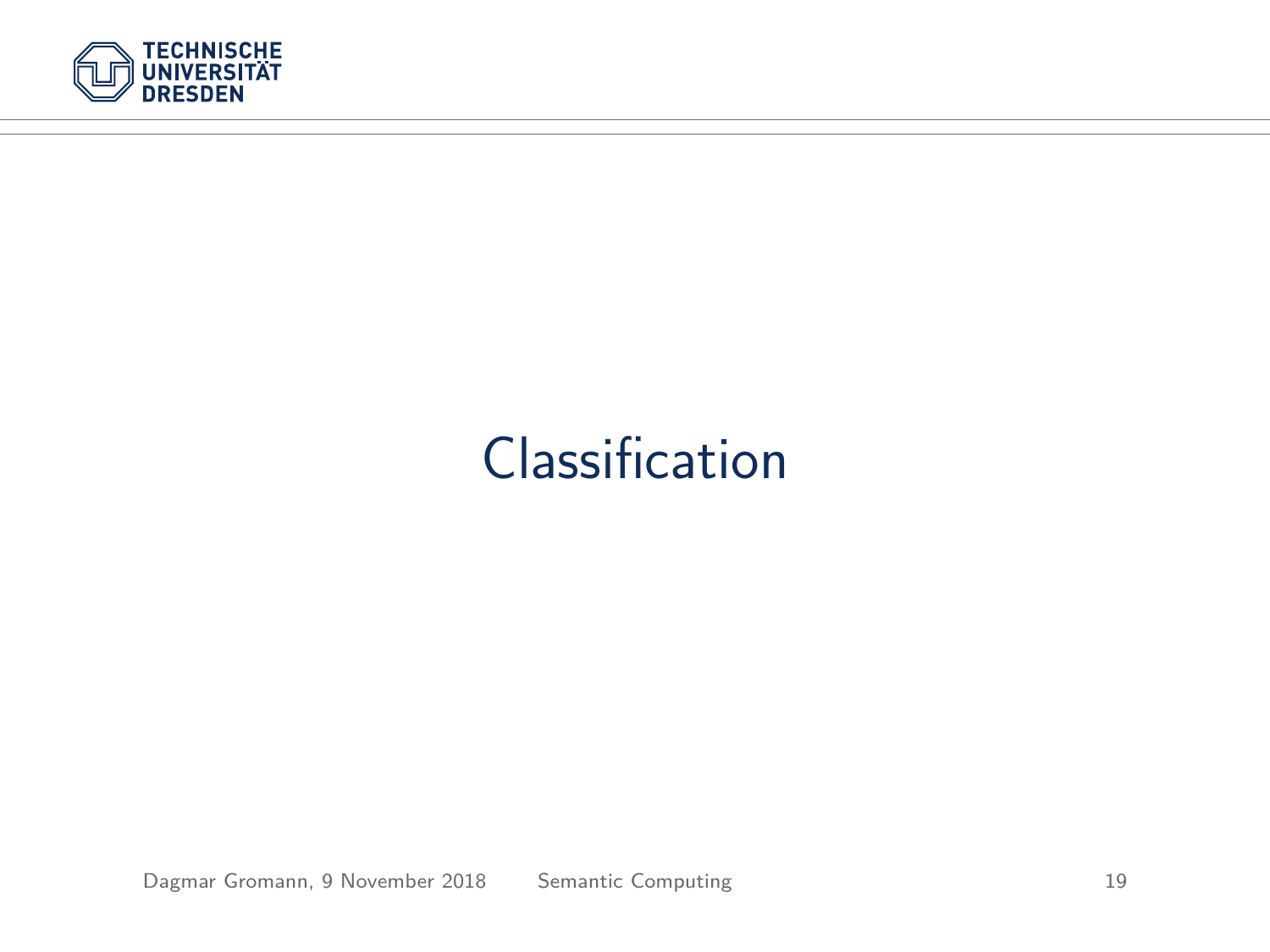# Classification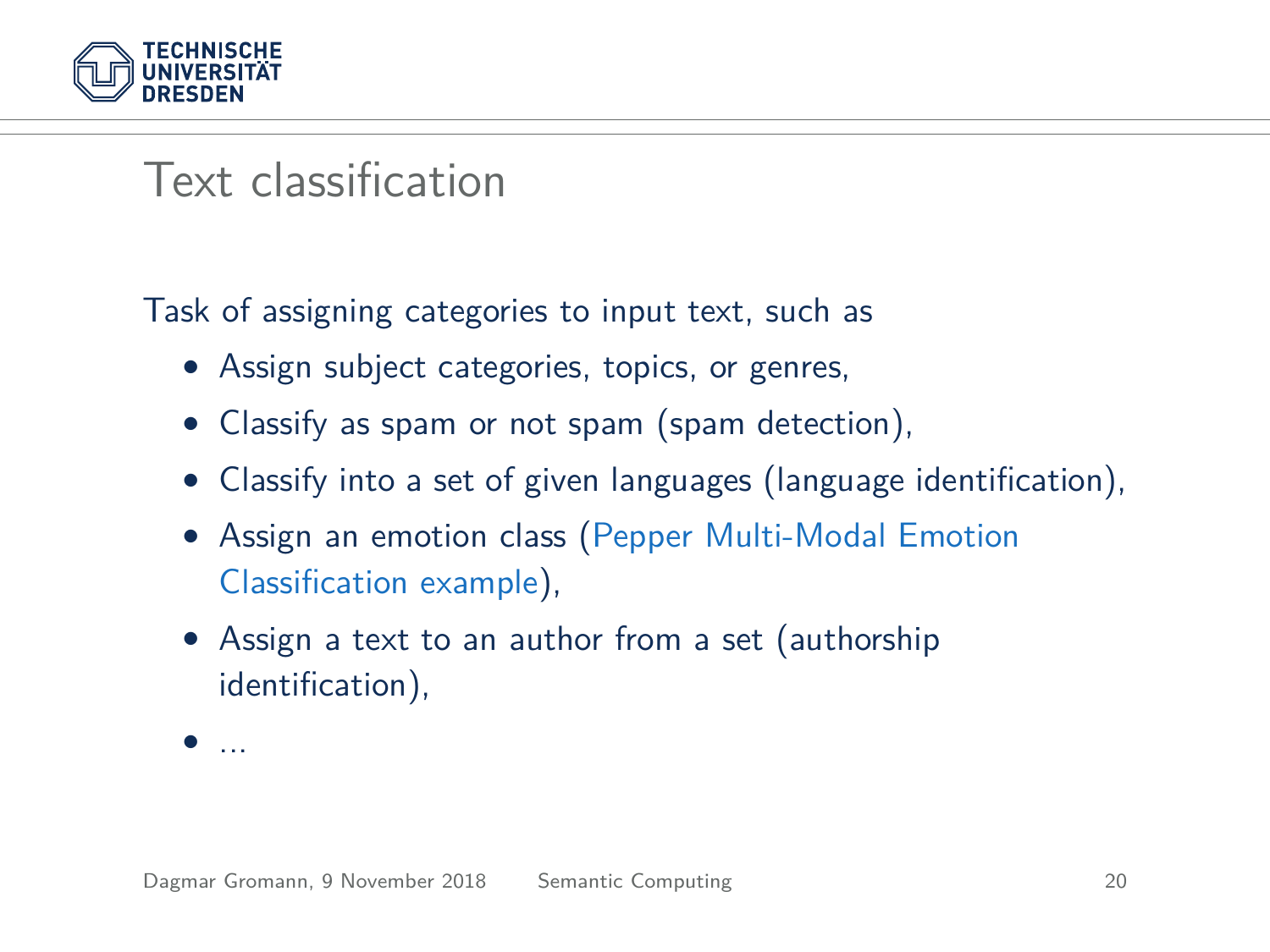# Text classification

Task of assigning categories to input text, such as

- Assign subject categories, topics, or genres,
- Classify as spam or not spam (spam detection),
- Classify into a set of given languages (language identification),
- Assign an emotion class (Pepper Multi-Modal Emotion Classification example),
- Assign a text to an author from a set (authorship identification),
- ...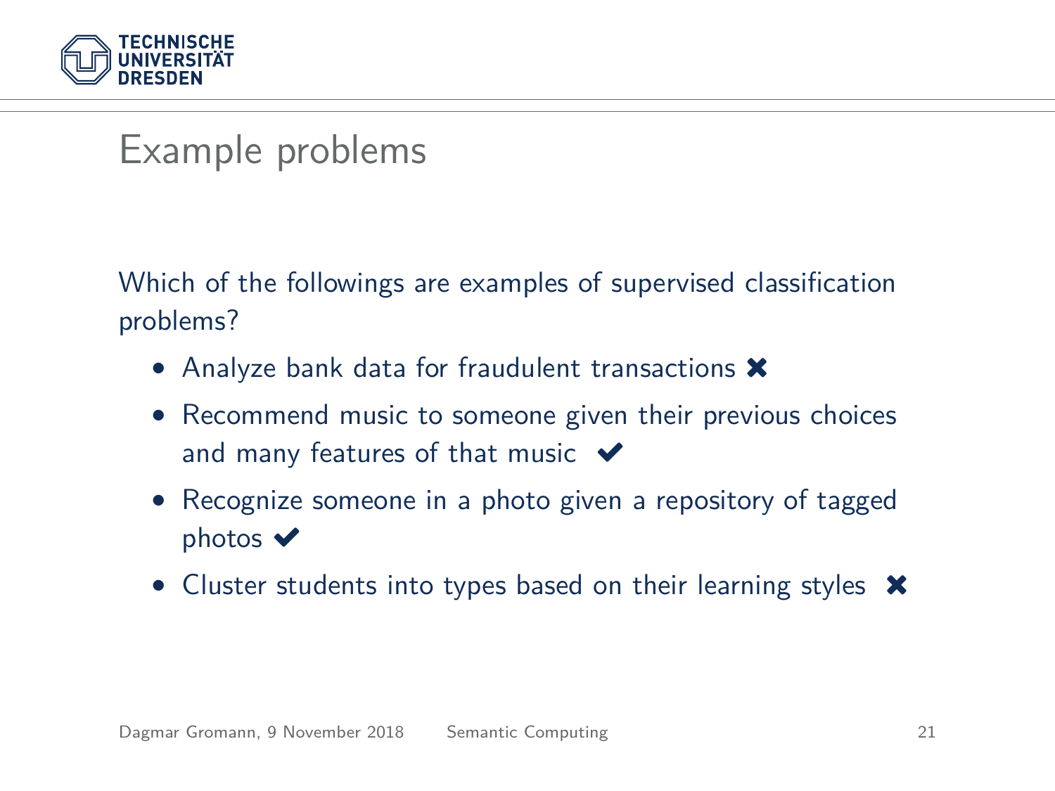# Example problems

Which of the followings are examples of supervised classification problems?

- Analyze bank data for fraudulent transactions ✖
- Recommend music to someone given their previous choices and many features of that music ✔
- Recognize someone in a photo given a repository of tagged photos ✔
- Cluster students into types based on their learning styles ✖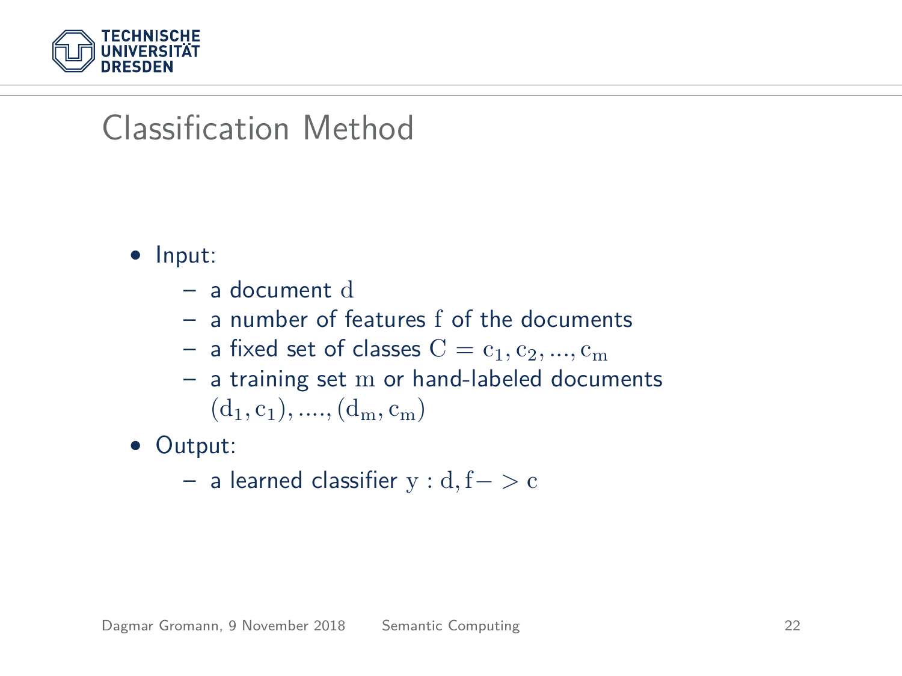# Classification Method

- Input:
  - a document $\mathrm{d}$
  - a number of features $\mathrm{f}$ of the documents
  - a fixed set of classes $\mathrm{C} = \mathrm{c_1, c_2, ..., c_m}$
  - a training set $\mathrm{m}$ or hand-labeled documents $(\mathrm{d_1, c_1}), ...., (\mathrm{d_m, c_m})$
- Output:
  - a learned classifier $\mathrm{y : d, f -> c}$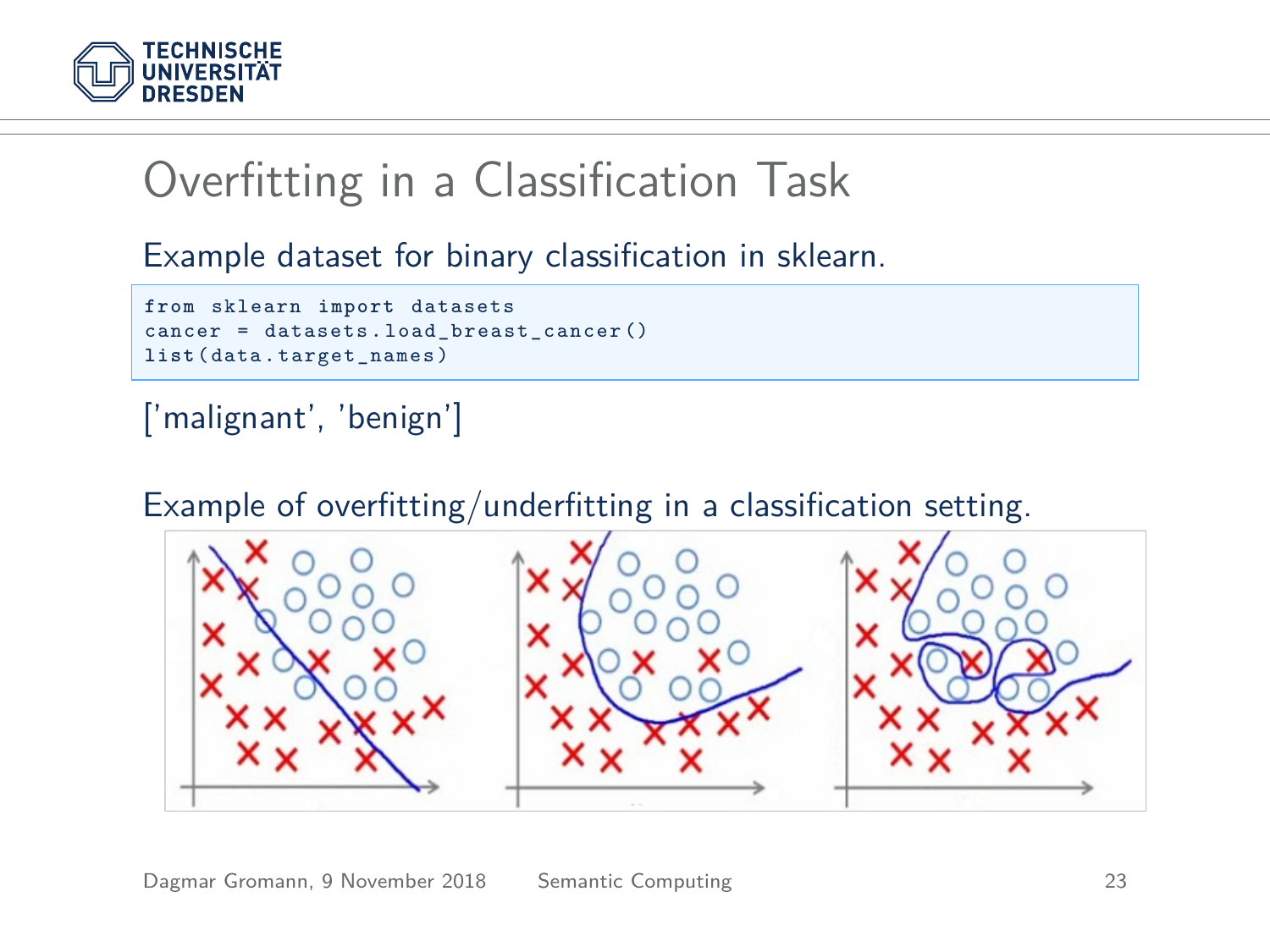# Overfitting in a Classification Task

Example dataset for binary classification in sklearn.

```
from sklearn import datasets
cancer = datasets.load_breast_cancer()
list(data.target_names)
```

['malignant', 'benign']

Example of overfitting/underfitting in a classification setting.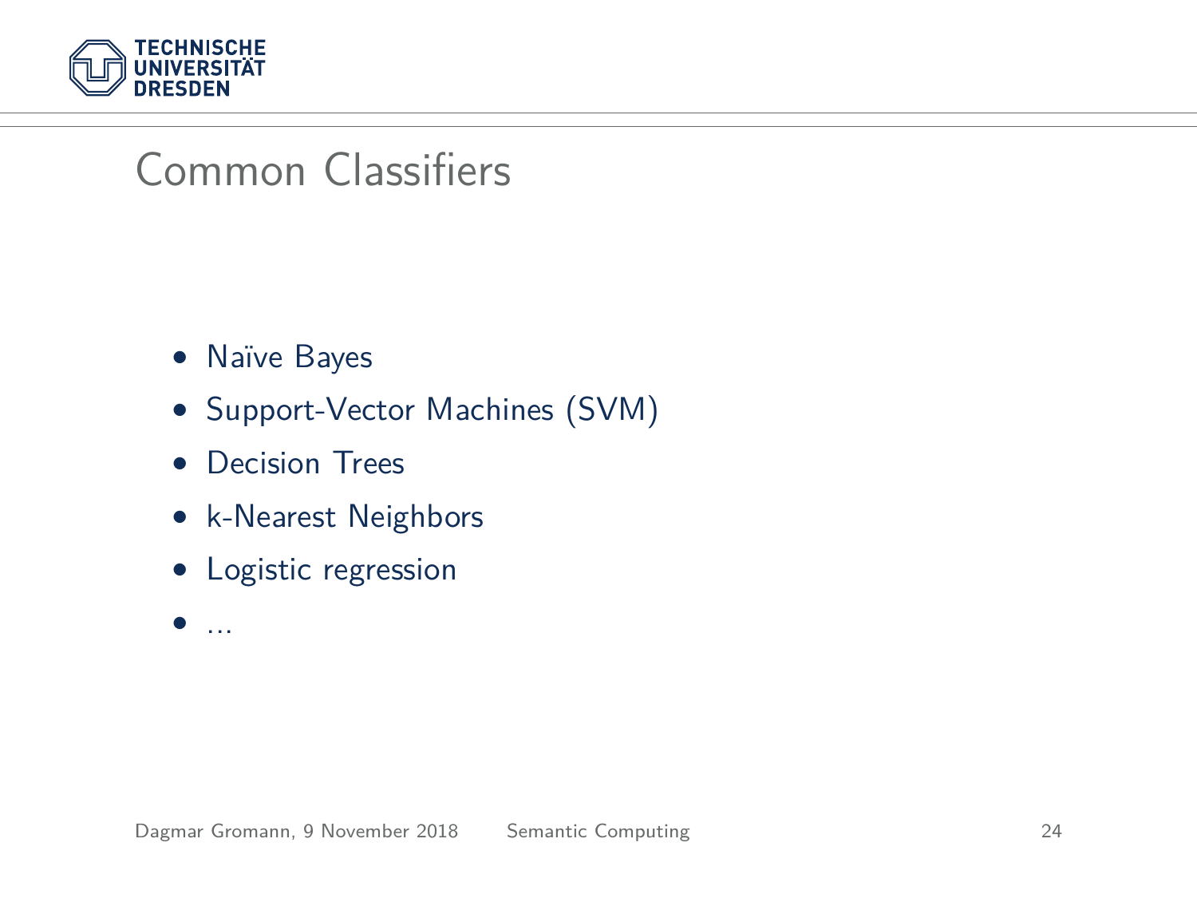# Common Classifiers

- Naïve Bayes
- Support-Vector Machines (SVM)
- Decision Trees
- k-Nearest Neighbors
- Logistic regression
- ...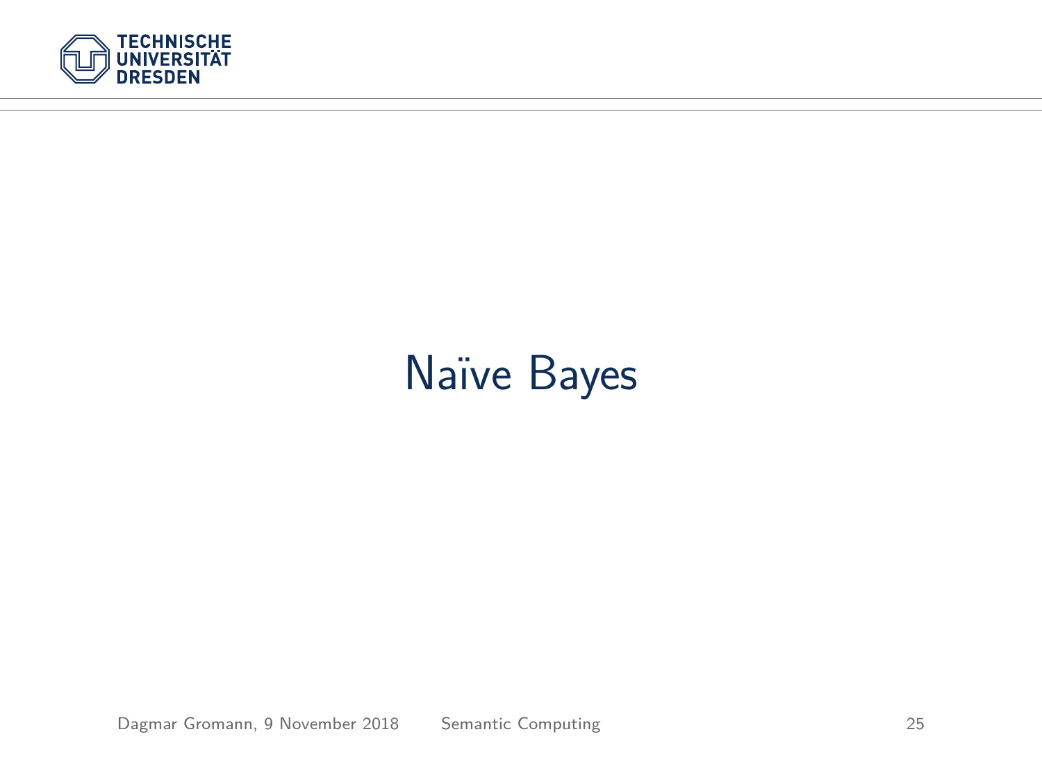# Naïve Bayes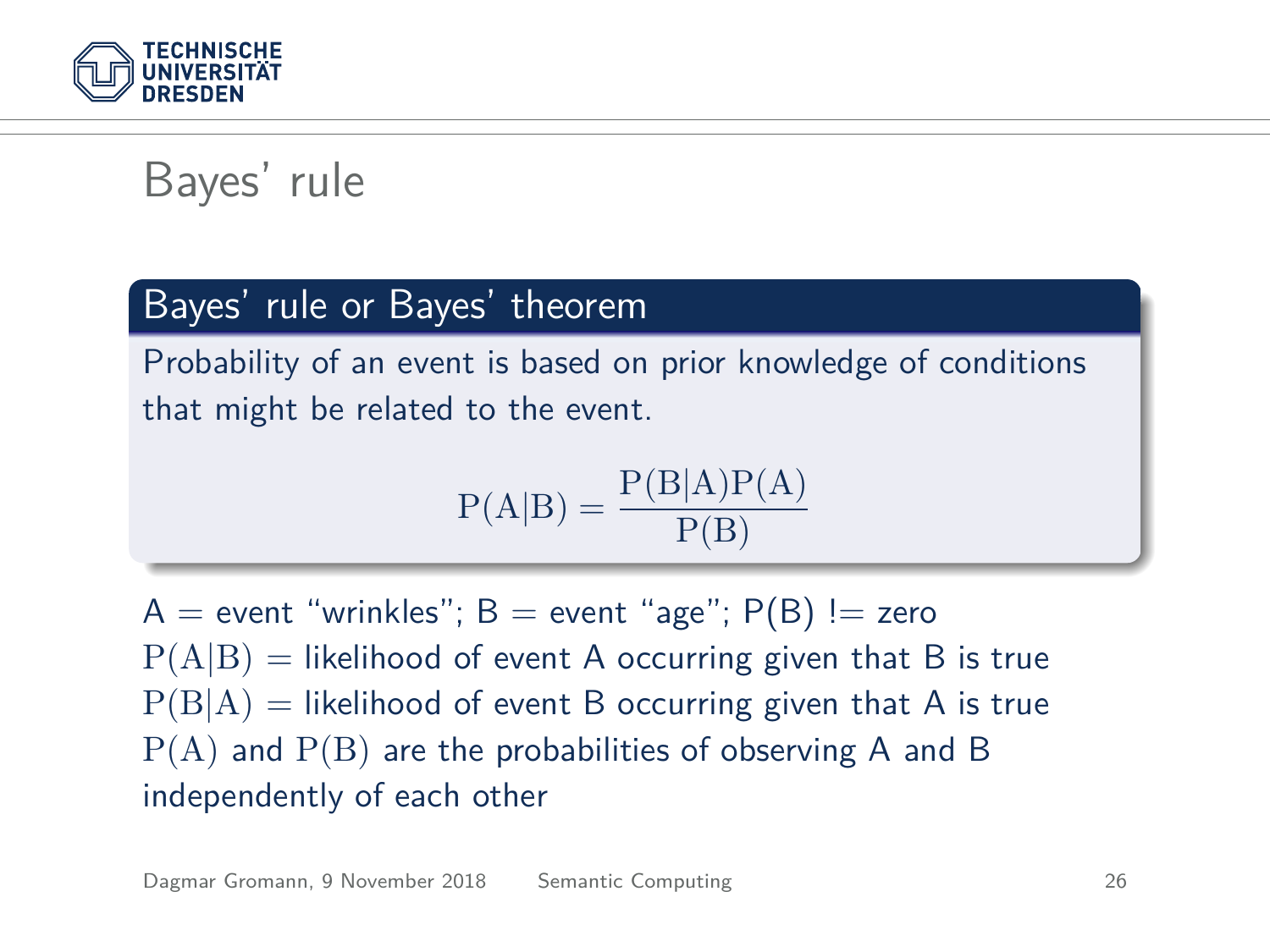# Bayes' rule

## Bayes' rule or Bayes' theorem

Probability of an event is based on prior knowledge of conditions that might be related to the event.

$$\mathrm{P(A|B)} = \frac{\mathrm{P(B|A)P(A)}}{\mathrm{P(B)}}$$

A = event "wrinkles"; B = event "age"; P(B) != zero
$\mathrm{P(A|B)}$ = likelihood of event A occurring given that B is true
$\mathrm{P(B|A)}$ = likelihood of event B occurring given that A is true
$\mathrm{P(A)}$ and $\mathrm{P(B)}$ are the probabilities of observing A and B independently of each other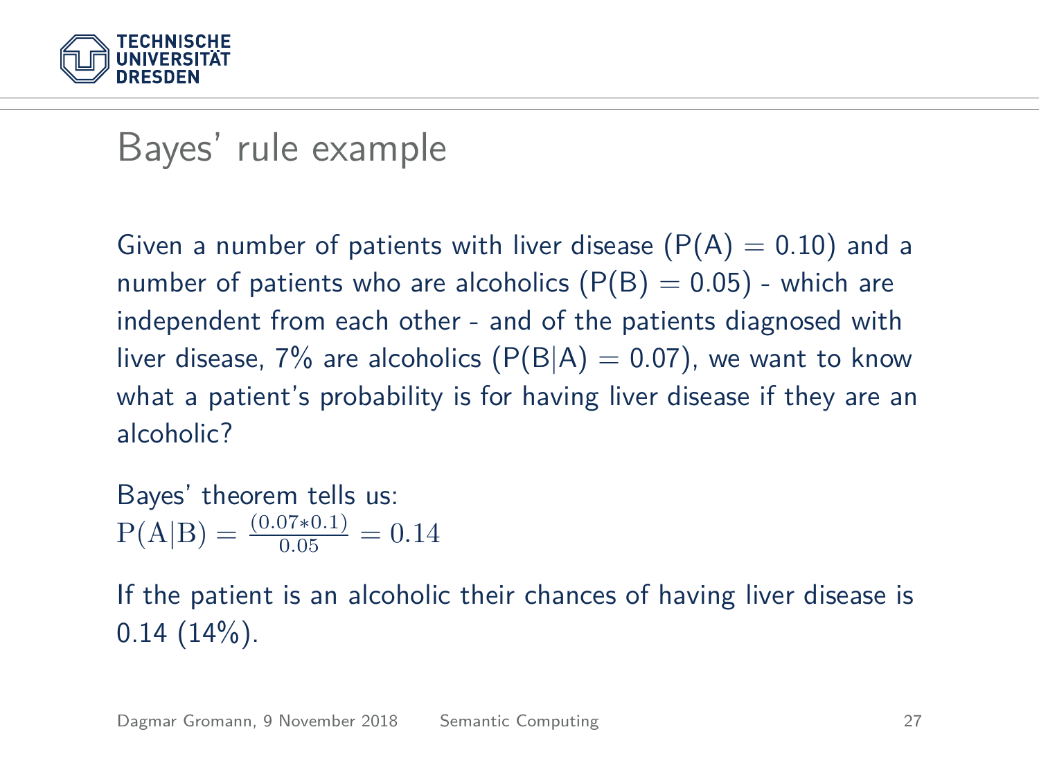# Bayes' rule example

Given a number of patients with liver disease (P(A) = 0.10) and a number of patients who are alcoholics (P(B) = 0.05) - which are independent from each other - and of the patients diagnosed with liver disease, 7% are alcoholics (P(B|A) = 0.07), we want to know what a patient's probability is for having liver disease if they are an alcoholic?

Bayes' theorem tells us:
$\mathrm{P(A|B)} = \frac{(0.07 * 0.1)}{0.05} = 0.14$

If the patient is an alcoholic their chances of having liver disease is 0.14 (14%).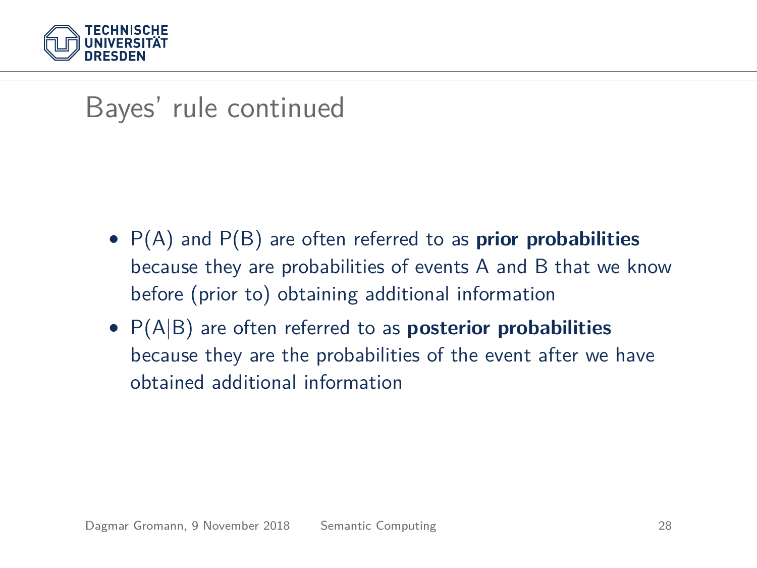# Bayes' rule continued

- $P(A)$ and $P(B)$ are often referred to as **prior probabilities** because they are probabilities of events A and B that we know before (prior to) obtaining additional information
- $P(A|B)$ are often referred to as **posterior probabilities** because they are the probabilities of the event after we have obtained additional information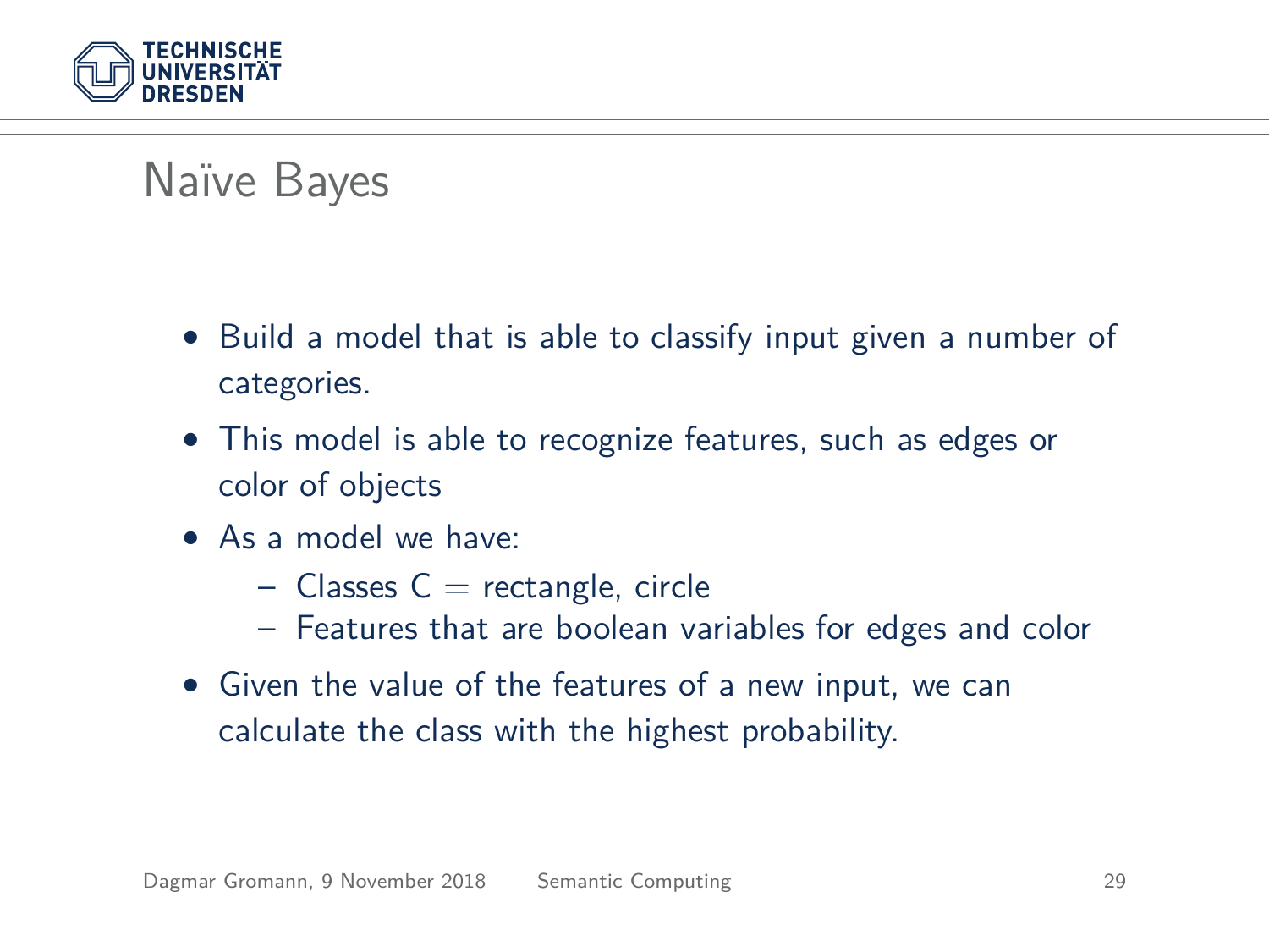# Naïve Bayes

- Build a model that is able to classify input given a number of categories.
- This model is able to recognize features, such as edges or color of objects
- As a model we have:
  - Classes C = rectangle, circle
  - Features that are boolean variables for edges and color
- Given the value of the features of a new input, we can calculate the class with the highest probability.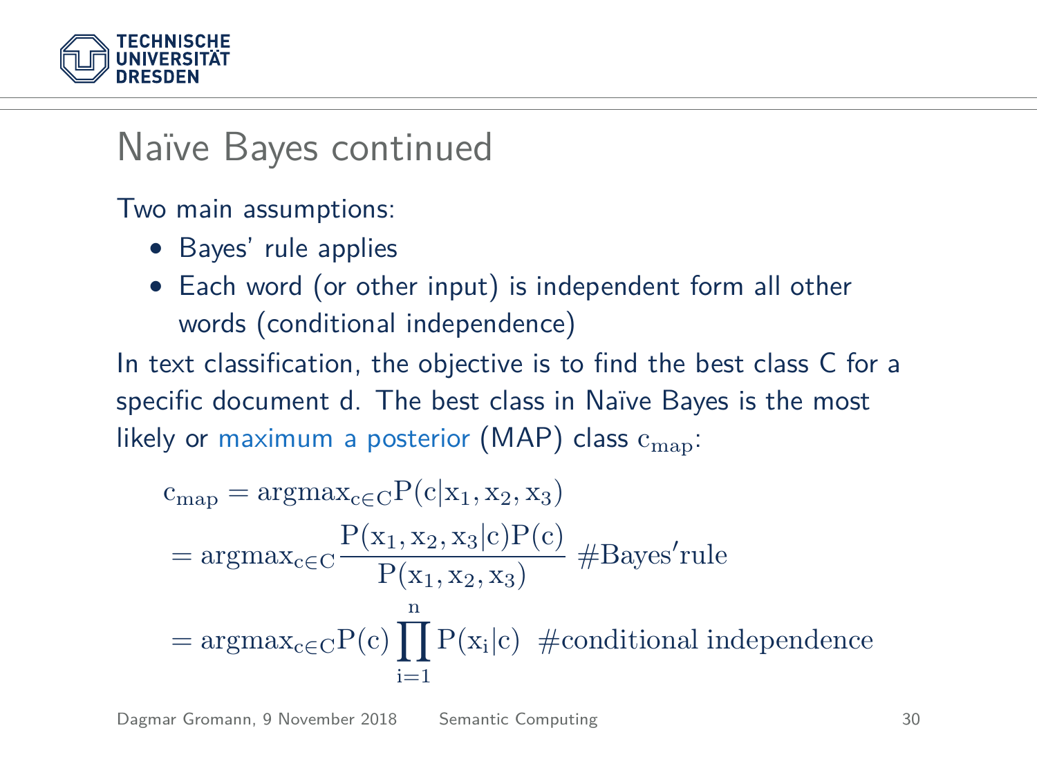# Naïve Bayes continued

Two main assumptions:

- Bayes' rule applies
- Each word (or other input) is independent form all other words (conditional independence)

In text classification, the objective is to find the best class C for a specific document d. The best class in Naïve Bayes is the most likely or maximum a posterior (MAP) class $c_{map}$:

$$
\begin{aligned}
c_{map} &= \text{argmax}_{c \in C} P(c|x_1, x_2, x_3) \\
&= \text{argmax}_{c \in C} \frac{P(x_1, x_2, x_3|c)P(c)}{P(x_1, x_2, x_3)} \ \#\text{Bayes'rule} \\
&= \text{argmax}_{c \in C} P(c) \prod_{i=1}^{n} P(x_i|c) \ \ \#\text{conditional independence}
\end{aligned}
$$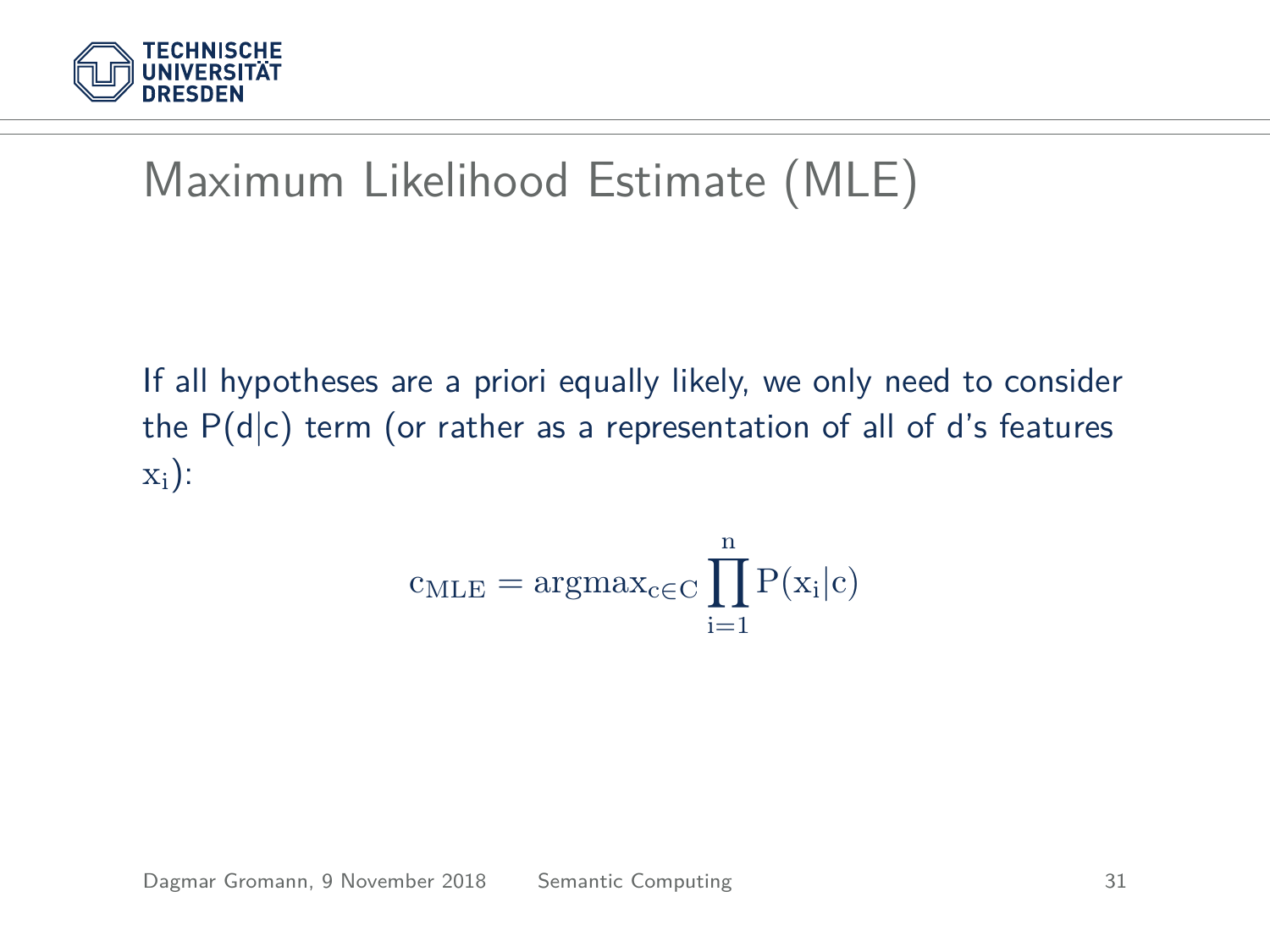# Maximum Likelihood Estimate (MLE)

If all hypotheses are a priori equally likely, we only need to consider the P(d|c) term (or rather as a representation of all of d's features $x_i$):

$$c_{MLE} = \text{argmax}_{c \in C} \prod_{i=1}^{n} P(x_i|c)$$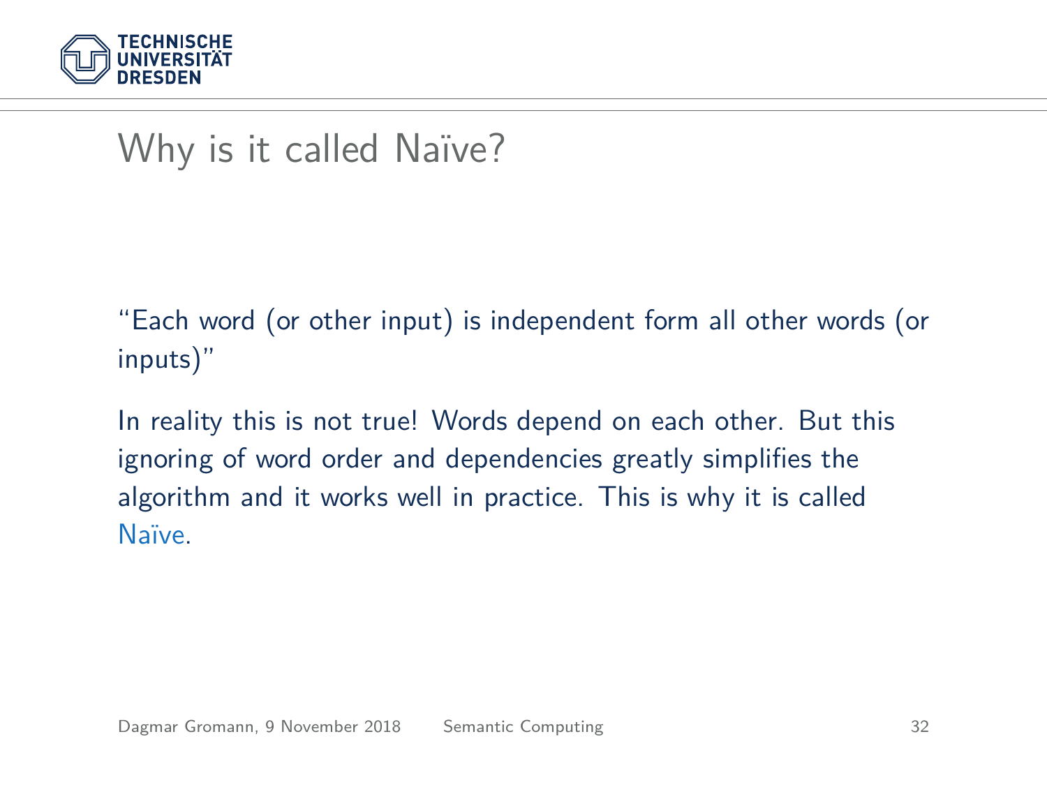# Why is it called Naïve?

"Each word (or other input) is independent form all other words (or inputs)"

In reality this is not true! Words depend on each other. But this ignoring of word order and dependencies greatly simplifies the algorithm and it works well in practice. This is why it is called Naïve.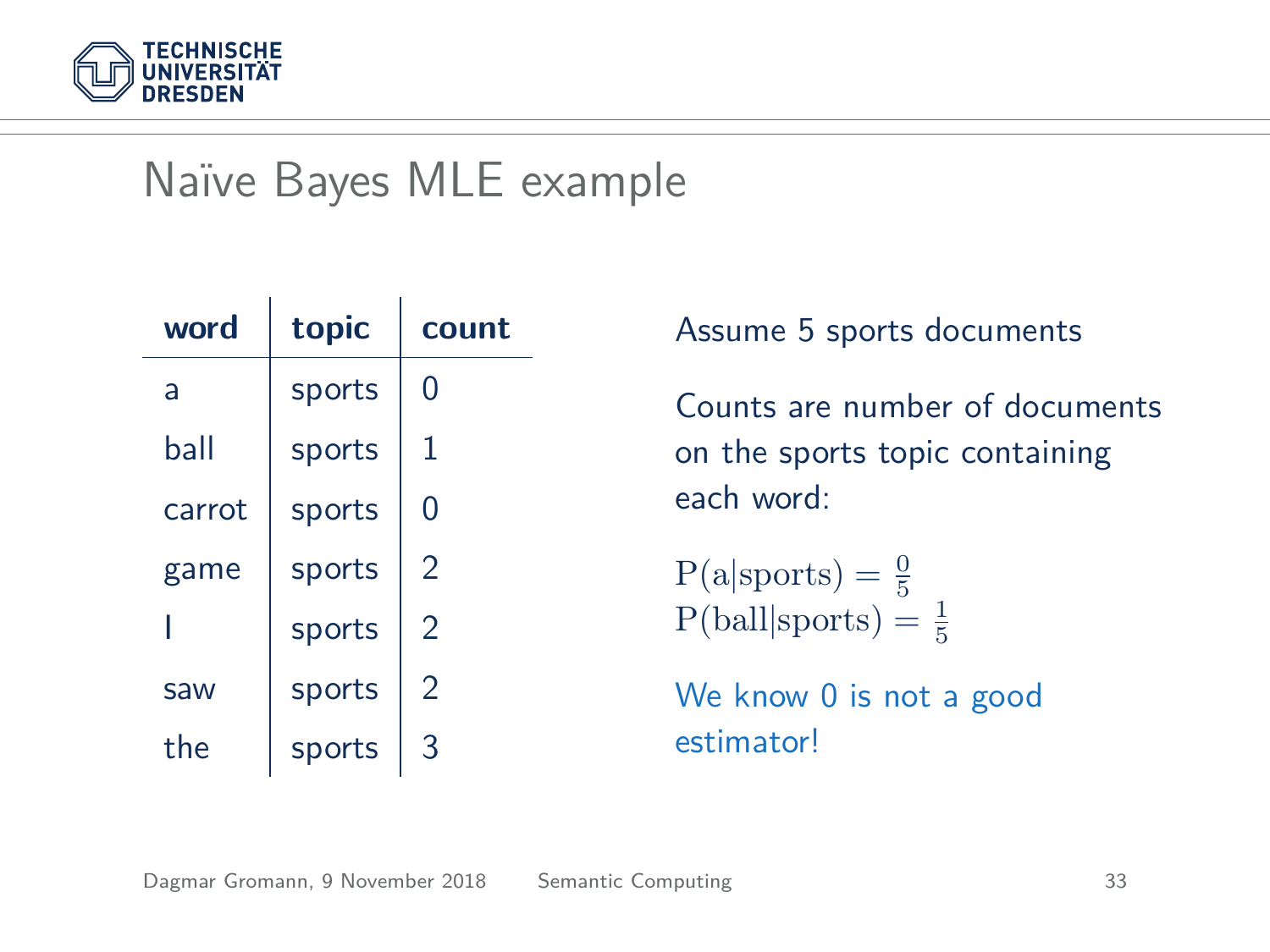# Naïve Bayes MLE example

| word | topic | count |
|---|---|---|
| a | sports | 0 |
| ball | sports | 1 |
| carrot | sports | 0 |
| game | sports | 2 |
| I | sports | 2 |
| saw | sports | 2 |
| the | sports | 3 |

Assume 5 sports documents

Counts are number of documents on the sports topic containing each word:

$\mathrm{P}(\mathrm{a}|\mathrm{sports}) = \frac{0}{5}$
$\mathrm{P}(\mathrm{ball}|\mathrm{sports}) = \frac{1}{5}$

We know 0 is not a good estimator!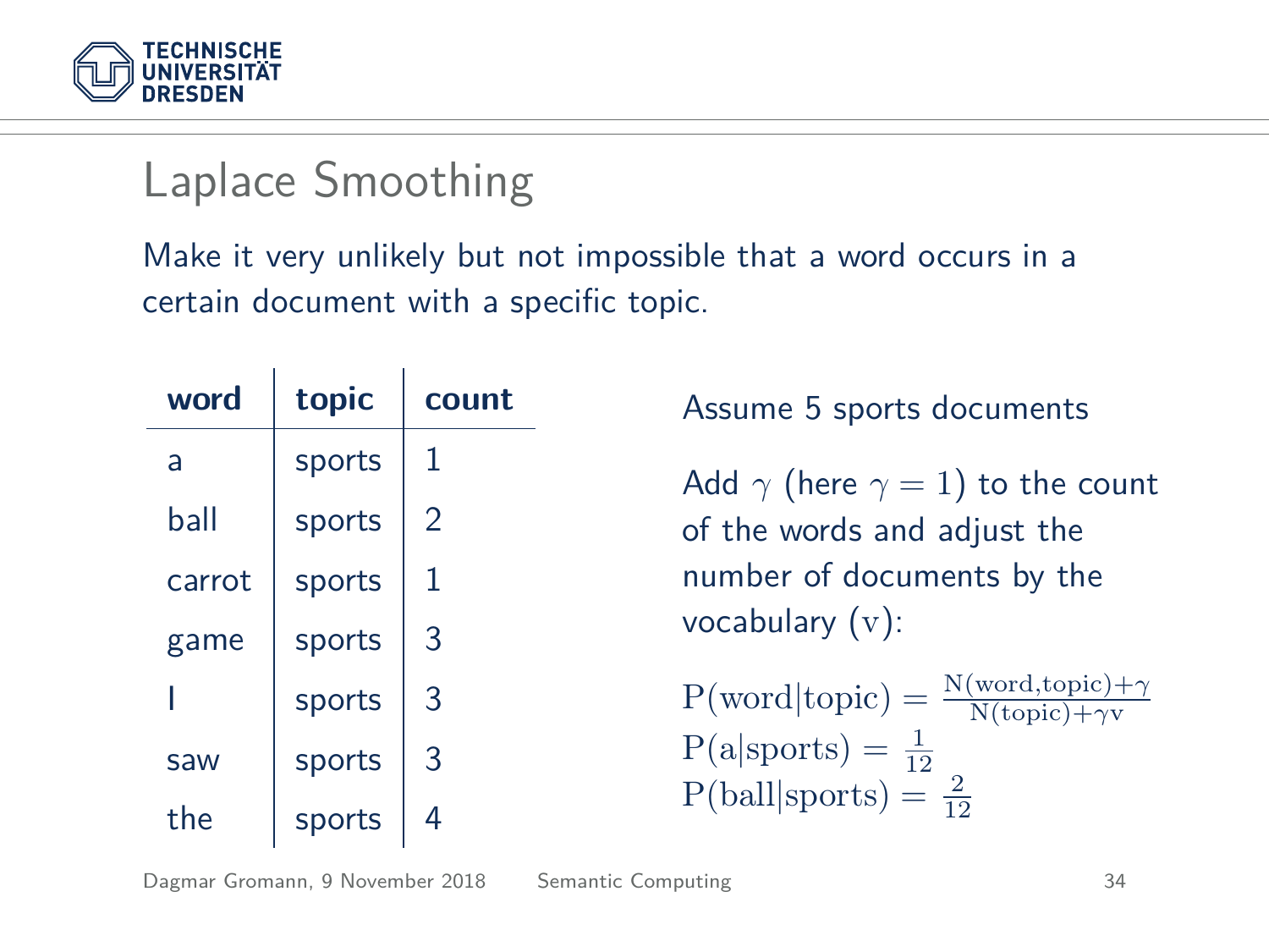# Laplace Smoothing

Make it very unlikely but not impossible that a word occurs in a certain document with a specific topic.

| word | topic | count |
|---|---|---|
| a | sports | 1 |
| ball | sports | 2 |
| carrot | sports | 1 |
| game | sports | 3 |
| I | sports | 3 |
| saw | sports | 3 |
| the | sports | 4 |

Assume 5 sports documents

Add $\gamma$ (here $\gamma = 1$) to the count of the words and adjust the number of documents by the vocabulary ($\mathrm{v}$):

$$\mathrm{P(word|topic)} = \frac{\mathrm{N(word,topic)} + \gamma}{\mathrm{N(topic)} + \gamma \mathrm{v}}$$

$$\mathrm{P(a|sports)} = \frac{1}{12}$$

$$\mathrm{P(ball|sports)} = \frac{2}{12}$$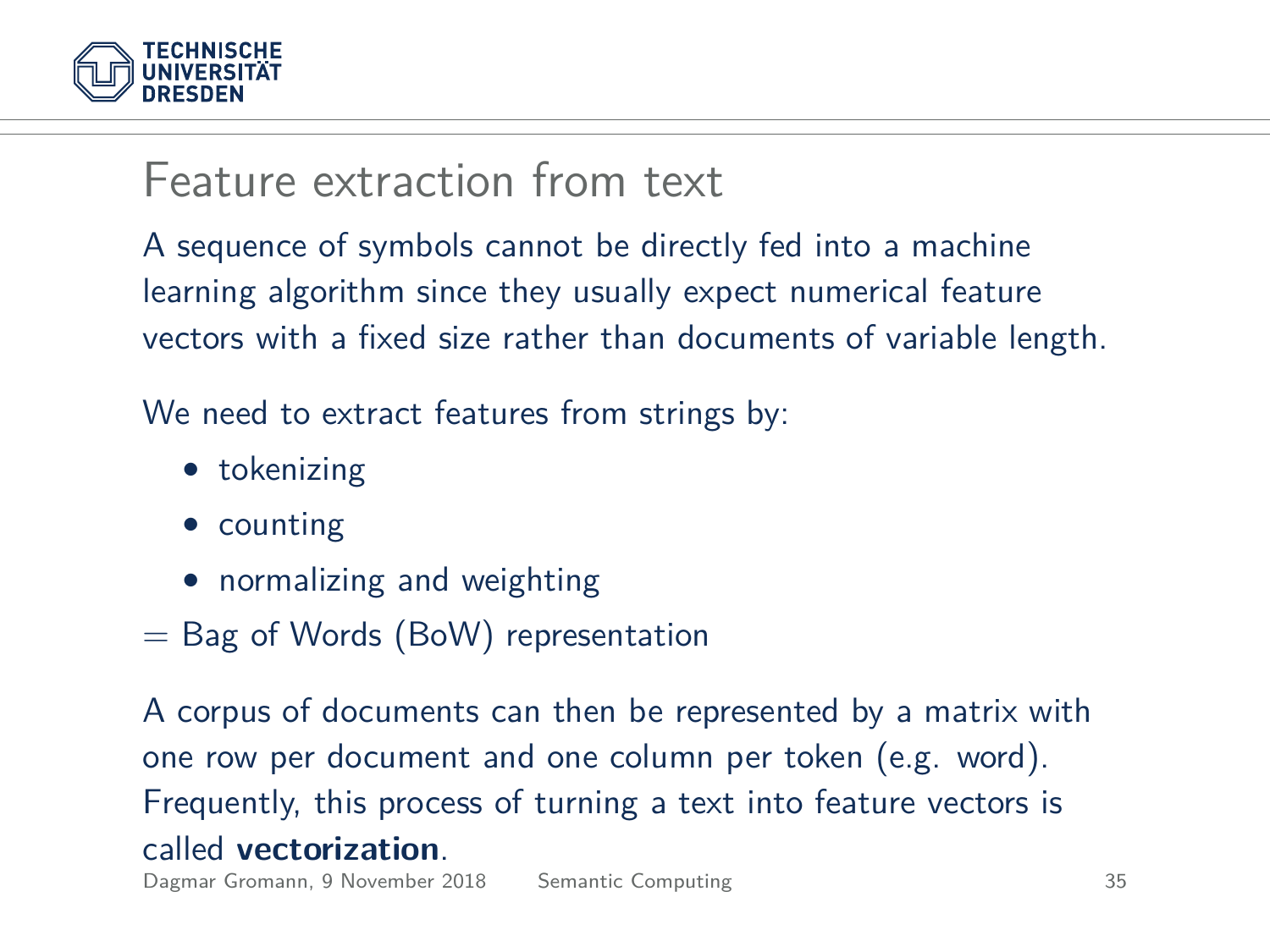# Feature extraction from text

A sequence of symbols cannot be directly fed into a machine learning algorithm since they usually expect numerical feature vectors with a fixed size rather than documents of variable length.

We need to extract features from strings by:

- tokenizing
- counting
- normalizing and weighting

= Bag of Words (BoW) representation

A corpus of documents can then be represented by a matrix with one row per document and one column per token (e.g. word). Frequently, this process of turning a text into feature vectors is called **vectorization**.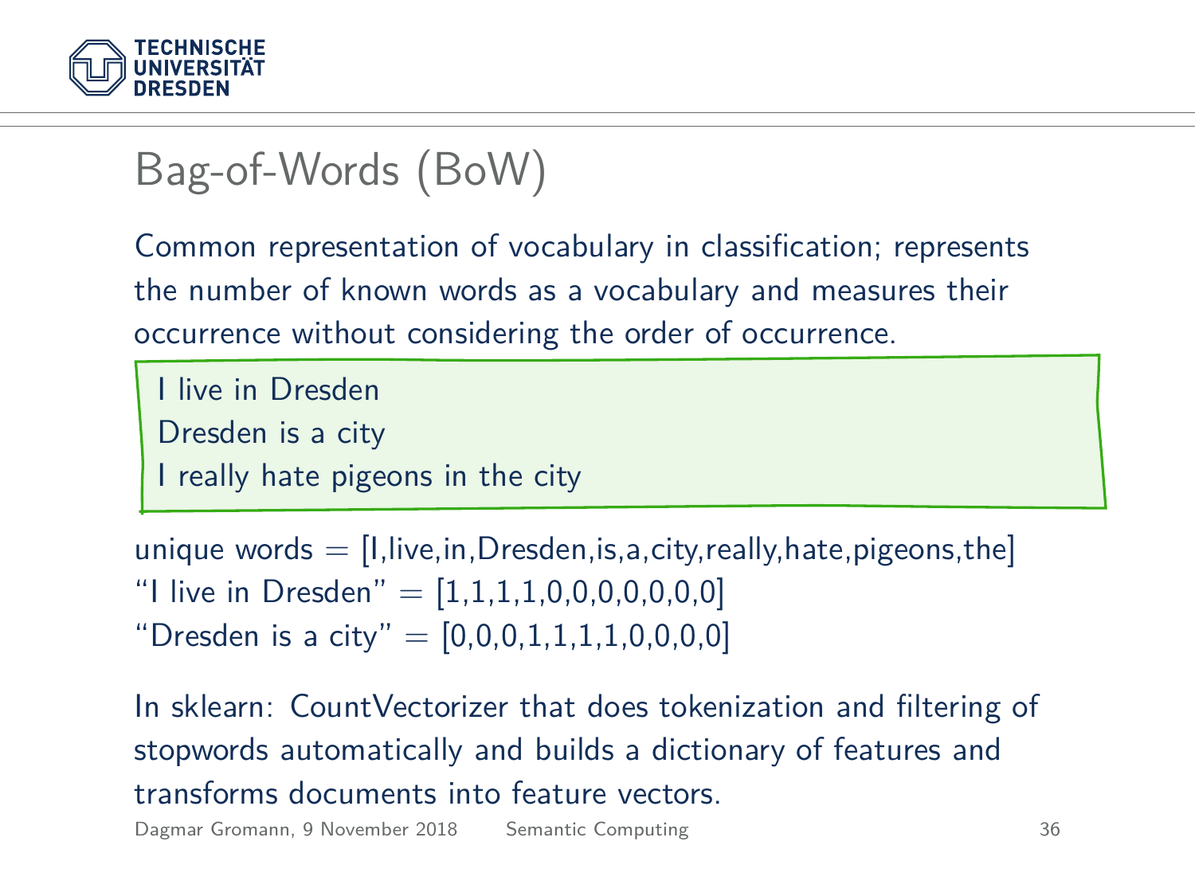# Bag-of-Words (BoW)

Common representation of vocabulary in classification; represents the number of known words as a vocabulary and measures their occurrence without considering the order of occurrence.

I live in Dresden
Dresden is a city
I really hate pigeons in the city

unique words = [I,live,in,Dresden,is,a,city,really,hate,pigeons,the]
"I live in Dresden" = [1,1,1,1,0,0,0,0,0,0,0]
"Dresden is a city" = [0,0,0,1,1,1,1,0,0,0,0]

In sklearn: CountVectorizer that does tokenization and filtering of stopwords automatically and builds a dictionary of features and transforms documents into feature vectors.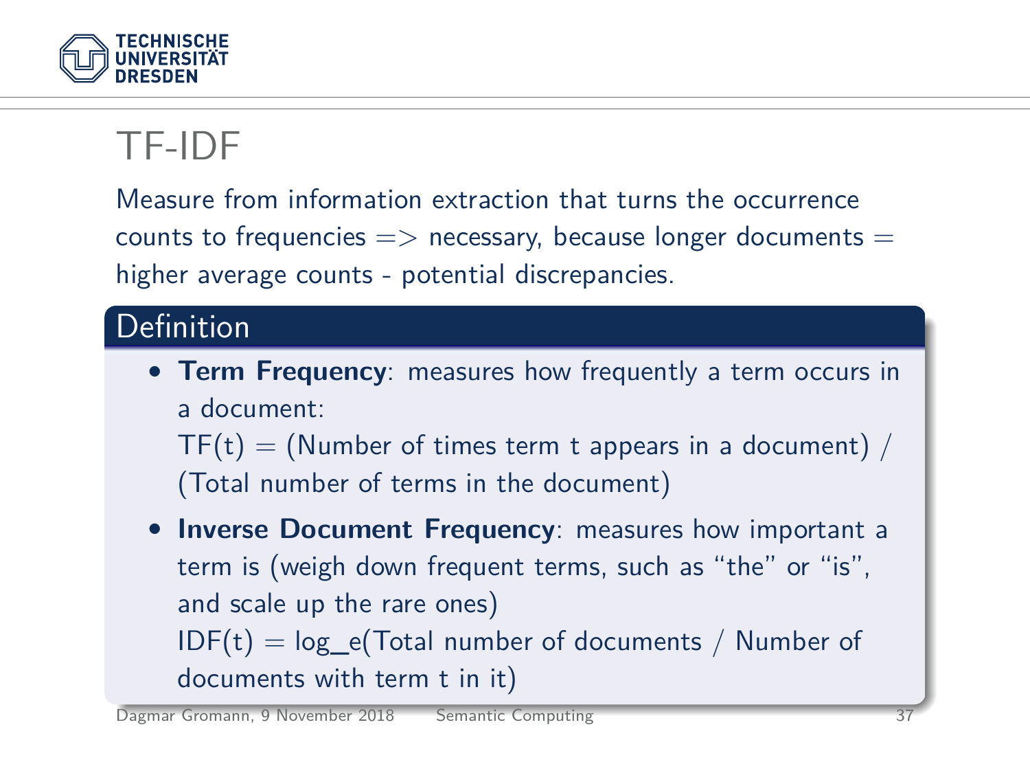# TF-IDF

Measure from information extraction that turns the occurrence counts to frequencies => necessary, because longer documents = higher average counts - potential discrepancies.

## Definition

- **Term Frequency**: measures how frequently a term occurs in a document:
  TF(t) = (Number of times term t appears in a document) / (Total number of terms in the document)
- **Inverse Document Frequency**: measures how important a term is (weigh down frequent terms, such as "the" or "is", and scale up the rare ones)
  IDF(t) = log_e(Total number of documents / Number of documents with term t in it)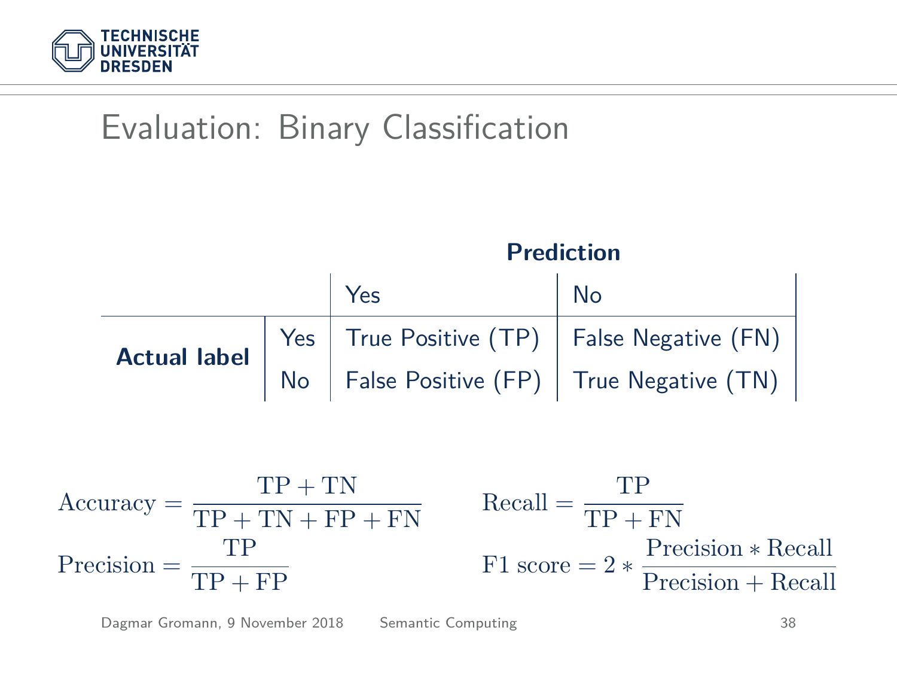# Evaluation: Binary Classification

| | | **Prediction** | |
|---|---|---|---|
| | | Yes | No |
| **Actual label** | Yes | True Positive (TP) | False Negative (FN) |
| | No | False Positive (FP) | True Negative (TN) |

$$\text{Accuracy} = \frac{\text{TP} + \text{TN}}{\text{TP} + \text{TN} + \text{FP} + \text{FN}}$$

$$\text{Recall} = \frac{\text{TP}}{\text{TP} + \text{FN}}$$

$$\text{Precision} = \frac{\text{TP}}{\text{TP} + \text{FP}}$$

$$\text{F1 score} = 2 * \frac{\text{Precision} * \text{Recall}}{\text{Precision} + \text{Recall}}$$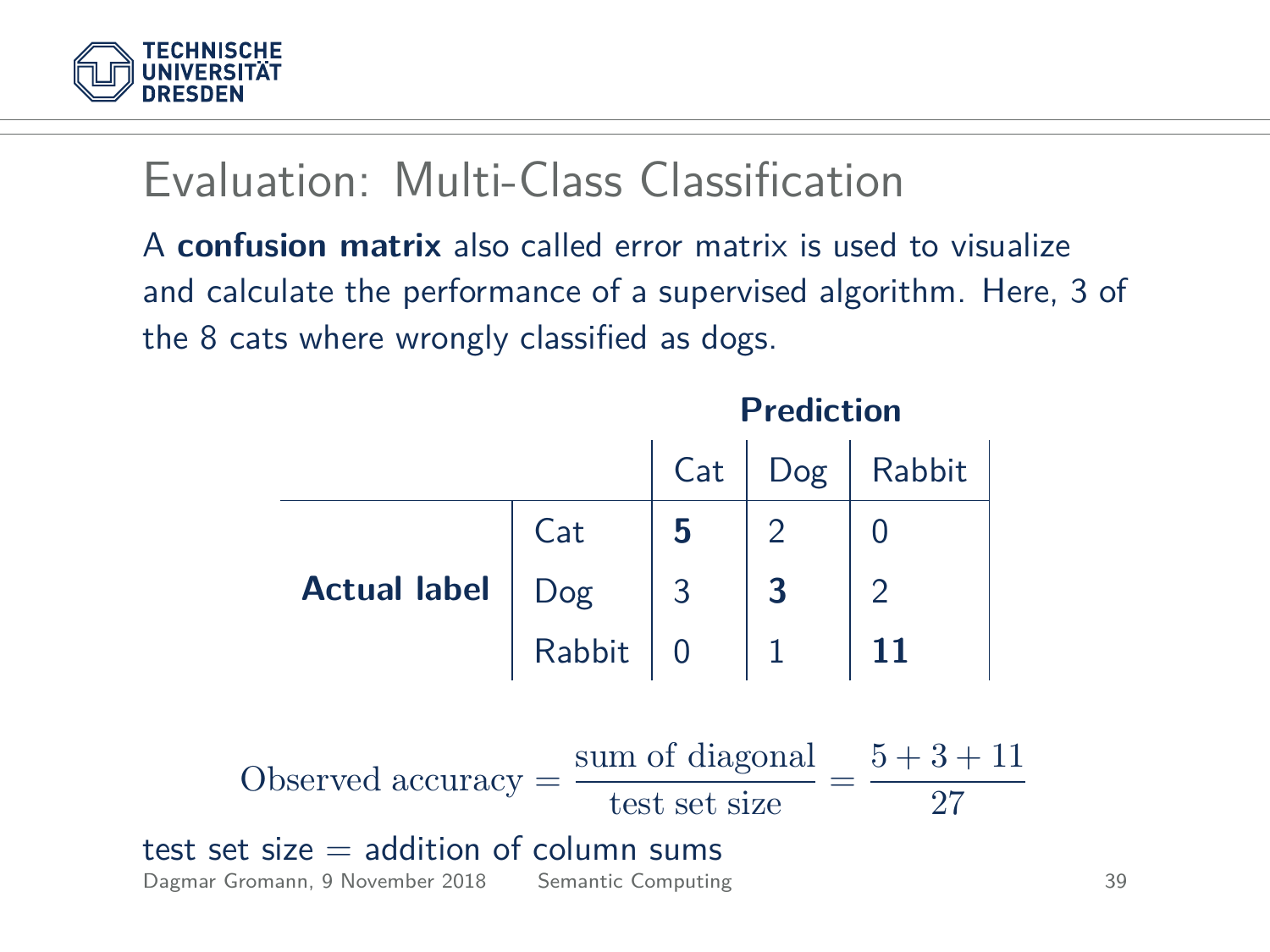# Evaluation: Multi-Class Classification

A **confusion matrix** also called error matrix is used to visualize and calculate the performance of a supervised algorithm. Here, 3 of the 8 cats where wrongly classified as dogs.

| | | **Prediction** | | |
|---|---|---|---|---|
| | | Cat | Dog | Rabbit |
| **Actual label** | Cat | **5** | 2 | 0 |
| | Dog | 3 | **3** | 2 |
| | Rabbit | 0 | 1 | **11** |

$$\text{Observed accuracy} = \frac{\text{sum of diagonal}}{\text{test set size}} = \frac{5+3+11}{27}$$

test set size = addition of column sums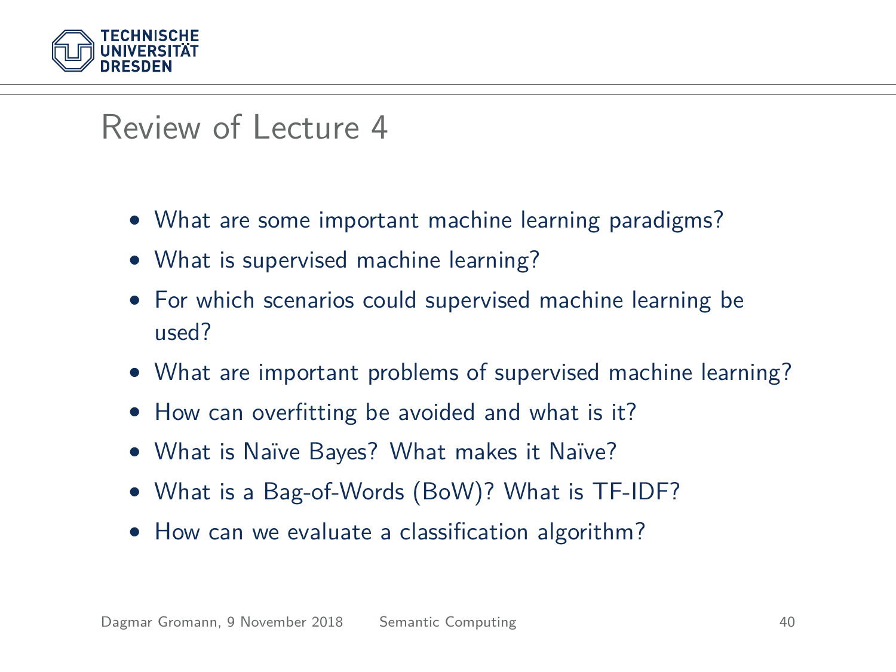# Review of Lecture 4

- What are some important machine learning paradigms?
- What is supervised machine learning?
- For which scenarios could supervised machine learning be used?
- What are important problems of supervised machine learning?
- How can overfitting be avoided and what is it?
- What is Naïve Bayes? What makes it Naïve?
- What is a Bag-of-Words (BoW)? What is TF-IDF?
- How can we evaluate a classification algorithm?